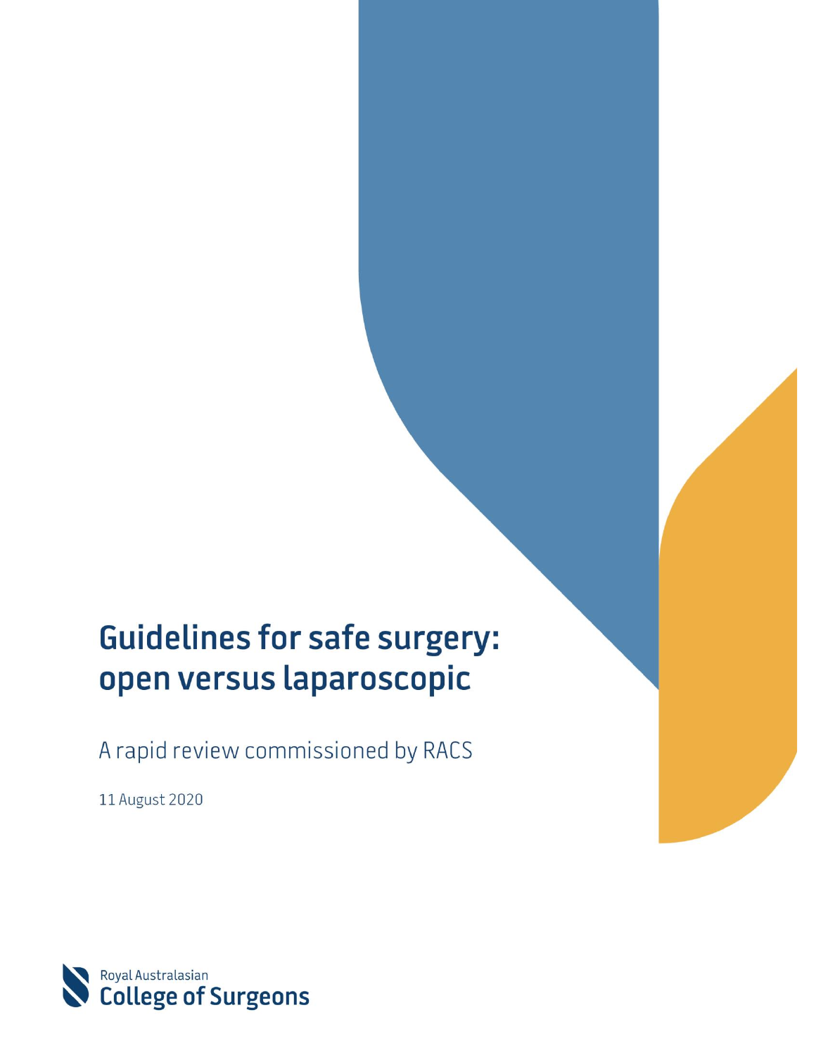# Guidelines for safe surgery: open versus laparoscopic

A rapid review commissioned by RACS

11 August 2020

Royal Australasian College of Surgeons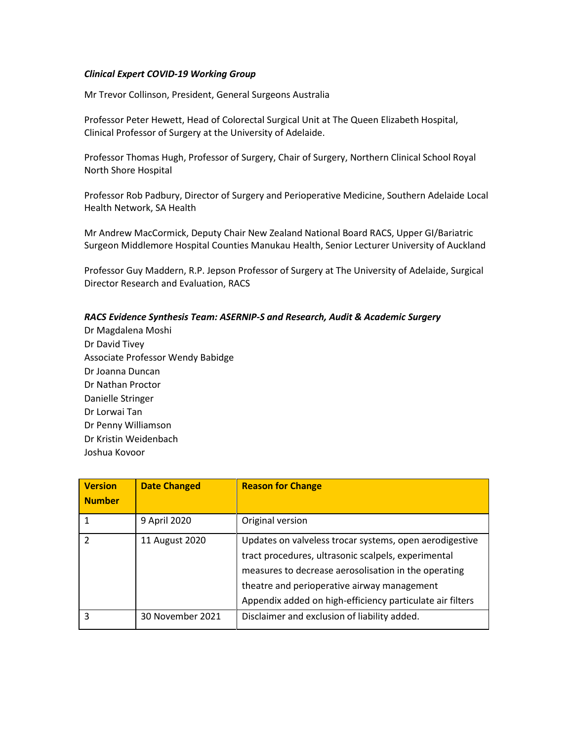***Clinical Expert COVID-19 Working Group***

Mr Trevor Collinson, President, General Surgeons Australia

Professor Peter Hewett, Head of Colorectal Surgical Unit at The Queen Elizabeth Hospital, Clinical Professor of Surgery at the University of Adelaide.

Professor Thomas Hugh, Professor of Surgery, Chair of Surgery, Northern Clinical School Royal North Shore Hospital

Professor Rob Padbury, Director of Surgery and Perioperative Medicine, Southern Adelaide Local Health Network, SA Health

Mr Andrew MacCormick, Deputy Chair New Zealand National Board RACS, Upper GI/Bariatric Surgeon Middlemore Hospital Counties Manukau Health, Senior Lecturer University of Auckland

Professor Guy Maddern, R.P. Jepson Professor of Surgery at The University of Adelaide, Surgical Director Research and Evaluation, RACS

***RACS Evidence Synthesis Team: ASERNIP-S and Research, Audit & Academic Surgery***

Dr Magdalena Moshi  
Dr David Tivey  
Associate Professor Wendy Babidge  
Dr Joanna Duncan  
Dr Nathan Proctor  
Danielle Stringer  
Dr Lorwai Tan  
Dr Penny Williamson  
Dr Kristin Weidenbach  
Joshua Kovoor

| Version Number | Date Changed | Reason for Change |
|---|---|---|
| 1 | 9 April 2020 | Original version |
| 2 | 11 August 2020 | Updates on valveless trocar systems, open aerodigestive tract procedures, ultrasonic scalpels, experimental measures to decrease aerosolisation in the operating theatre and perioperative airway management Appendix added on high-efficiency particulate air filters |
| 3 | 30 November 2021 | Disclaimer and exclusion of liability added. |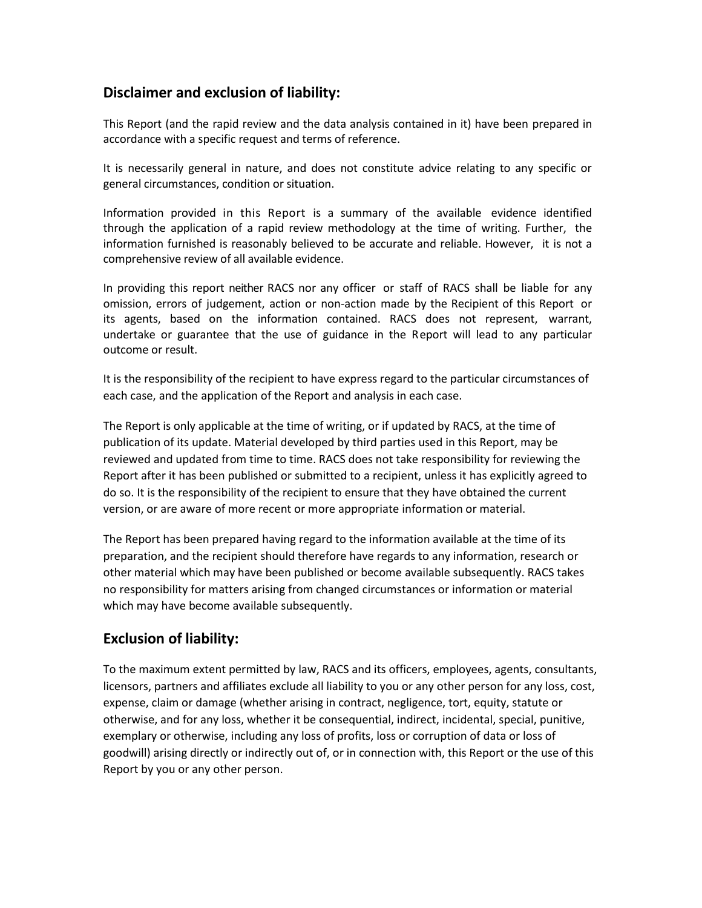## Disclaimer and exclusion of liability:

This Report (and the rapid review and the data analysis contained in it) have been prepared in accordance with a specific request and terms of reference.

It is necessarily general in nature, and does not constitute advice relating to any specific or general circumstances, condition or situation.

Information provided in this Report is a summary of the available evidence identified through the application of a rapid review methodology at the time of writing. Further, the information furnished is reasonably believed to be accurate and reliable. However, it is not a comprehensive review of all available evidence.

In providing this report neither RACS nor any officer or staff of RACS shall be liable for any omission, errors of judgement, action or non-action made by the Recipient of this Report or its agents, based on the information contained. RACS does not represent, warrant, undertake or guarantee that the use of guidance in the Report will lead to any particular outcome or result.

It is the responsibility of the recipient to have express regard to the particular circumstances of each case, and the application of the Report and analysis in each case.

The Report is only applicable at the time of writing, or if updated by RACS, at the time of publication of its update. Material developed by third parties used in this Report, may be reviewed and updated from time to time. RACS does not take responsibility for reviewing the Report after it has been published or submitted to a recipient, unless it has explicitly agreed to do so. It is the responsibility of the recipient to ensure that they have obtained the current version, or are aware of more recent or more appropriate information or material.

The Report has been prepared having regard to the information available at the time of its preparation, and the recipient should therefore have regards to any information, research or other material which may have been published or become available subsequently. RACS takes no responsibility for matters arising from changed circumstances or information or material which may have become available subsequently.

## Exclusion of liability:

To the maximum extent permitted by law, RACS and its officers, employees, agents, consultants, licensors, partners and affiliates exclude all liability to you or any other person for any loss, cost, expense, claim or damage (whether arising in contract, negligence, tort, equity, statute or otherwise, and for any loss, whether it be consequential, indirect, incidental, special, punitive, exemplary or otherwise, including any loss of profits, loss or corruption of data or loss of goodwill) arising directly or indirectly out of, or in connection with, this Report or the use of this Report by you or any other person.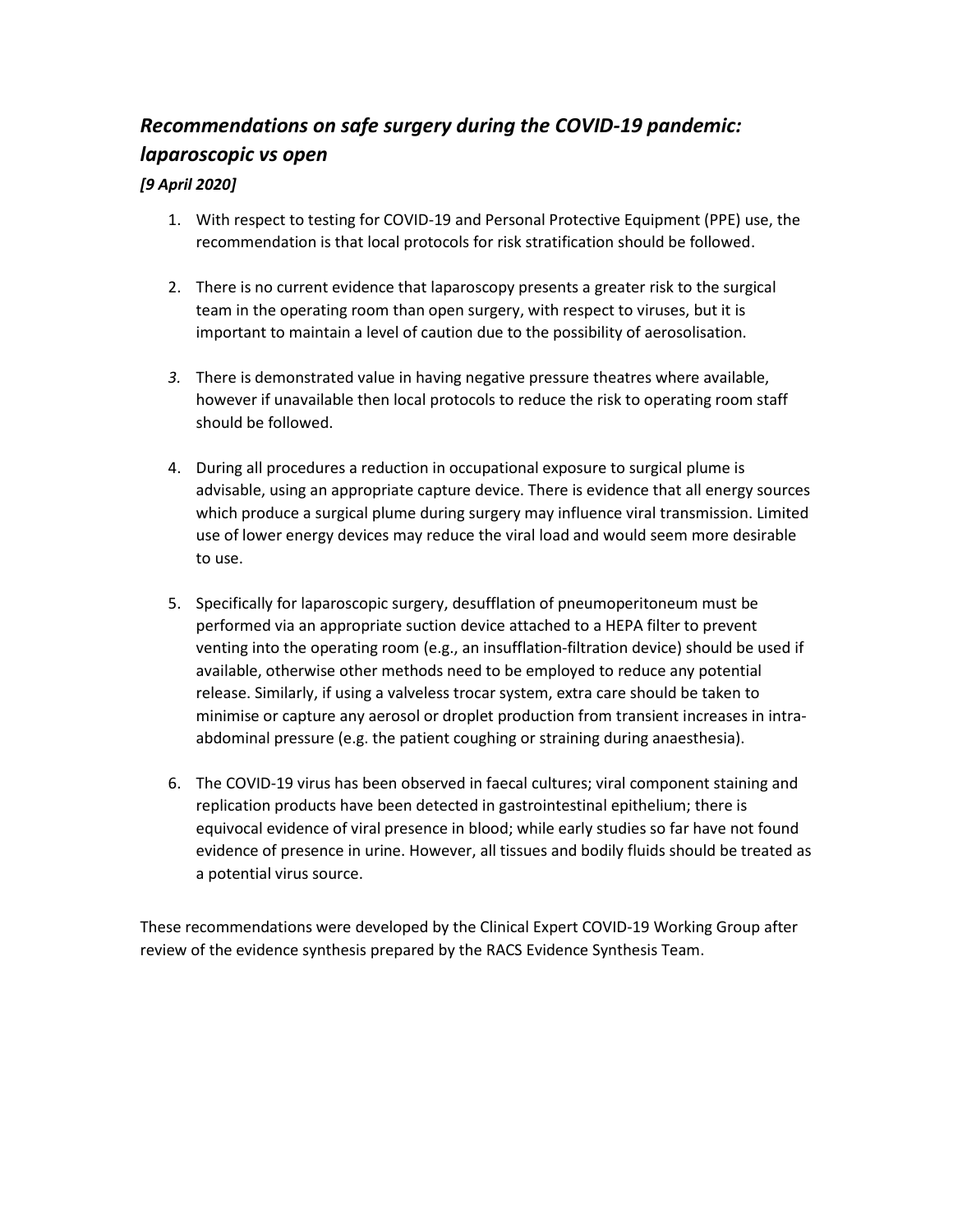## *Recommendations on safe surgery during the COVID-19 pandemic: laparoscopic vs open*

***[9 April 2020]***

1. With respect to testing for COVID-19 and Personal Protective Equipment (PPE) use, the recommendation is that local protocols for risk stratification should be followed.

2. There is no current evidence that laparoscopy presents a greater risk to the surgical team in the operating room than open surgery, with respect to viruses, but it is important to maintain a level of caution due to the possibility of aerosolisation.

3. There is demonstrated value in having negative pressure theatres where available, however if unavailable then local protocols to reduce the risk to operating room staff should be followed.

4. During all procedures a reduction in occupational exposure to surgical plume is advisable, using an appropriate capture device. There is evidence that all energy sources which produce a surgical plume during surgery may influence viral transmission. Limited use of lower energy devices may reduce the viral load and would seem more desirable to use.

5. Specifically for laparoscopic surgery, desufflation of pneumoperitoneum must be performed via an appropriate suction device attached to a HEPA filter to prevent venting into the operating room (e.g., an insufflation-filtration device) should be used if available, otherwise other methods need to be employed to reduce any potential release. Similarly, if using a valveless trocar system, extra care should be taken to minimise or capture any aerosol or droplet production from transient increases in intra-abdominal pressure (e.g. the patient coughing or straining during anaesthesia).

6. The COVID-19 virus has been observed in faecal cultures; viral component staining and replication products have been detected in gastrointestinal epithelium; there is equivocal evidence of viral presence in blood; while early studies so far have not found evidence of presence in urine. However, all tissues and bodily fluids should be treated as a potential virus source.

These recommendations were developed by the Clinical Expert COVID-19 Working Group after review of the evidence synthesis prepared by the RACS Evidence Synthesis Team.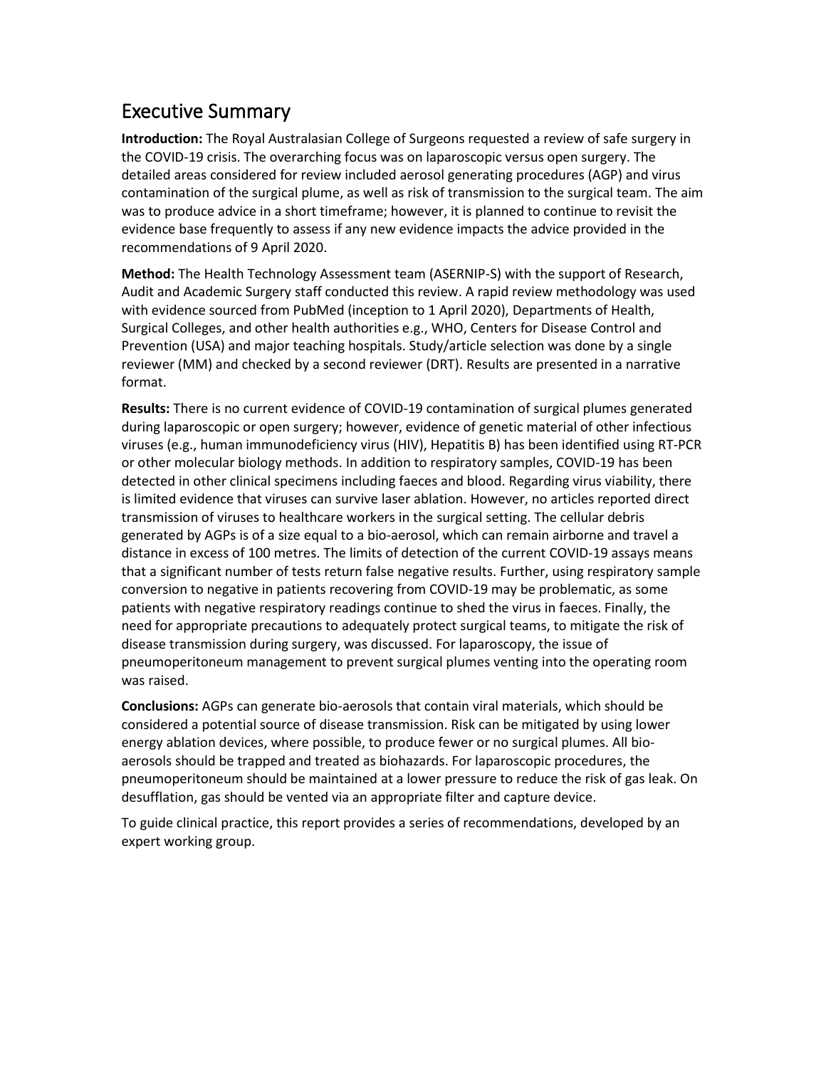## Executive Summary

**Introduction:** The Royal Australasian College of Surgeons requested a review of safe surgery in the COVID-19 crisis. The overarching focus was on laparoscopic versus open surgery. The detailed areas considered for review included aerosol generating procedures (AGP) and virus contamination of the surgical plume, as well as risk of transmission to the surgical team. The aim was to produce advice in a short timeframe; however, it is planned to continue to revisit the evidence base frequently to assess if any new evidence impacts the advice provided in the recommendations of 9 April 2020.

**Method:** The Health Technology Assessment team (ASERNIP-S) with the support of Research, Audit and Academic Surgery staff conducted this review. A rapid review methodology was used with evidence sourced from PubMed (inception to 1 April 2020), Departments of Health, Surgical Colleges, and other health authorities e.g., WHO, Centers for Disease Control and Prevention (USA) and major teaching hospitals. Study/article selection was done by a single reviewer (MM) and checked by a second reviewer (DRT). Results are presented in a narrative format.

**Results:** There is no current evidence of COVID-19 contamination of surgical plumes generated during laparoscopic or open surgery; however, evidence of genetic material of other infectious viruses (e.g., human immunodeficiency virus (HIV), Hepatitis B) has been identified using RT-PCR or other molecular biology methods. In addition to respiratory samples, COVID-19 has been detected in other clinical specimens including faeces and blood. Regarding virus viability, there is limited evidence that viruses can survive laser ablation. However, no articles reported direct transmission of viruses to healthcare workers in the surgical setting. The cellular debris generated by AGPs is of a size equal to a bio-aerosol, which can remain airborne and travel a distance in excess of 100 metres. The limits of detection of the current COVID-19 assays means that a significant number of tests return false negative results. Further, using respiratory sample conversion to negative in patients recovering from COVID-19 may be problematic, as some patients with negative respiratory readings continue to shed the virus in faeces. Finally, the need for appropriate precautions to adequately protect surgical teams, to mitigate the risk of disease transmission during surgery, was discussed. For laparoscopy, the issue of pneumoperitoneum management to prevent surgical plumes venting into the operating room was raised.

**Conclusions:** AGPs can generate bio-aerosols that contain viral materials, which should be considered a potential source of disease transmission. Risk can be mitigated by using lower energy ablation devices, where possible, to produce fewer or no surgical plumes. All bio-aerosols should be trapped and treated as biohazards. For laparoscopic procedures, the pneumoperitoneum should be maintained at a lower pressure to reduce the risk of gas leak. On desufflation, gas should be vented via an appropriate filter and capture device.

To guide clinical practice, this report provides a series of recommendations, developed by an expert working group.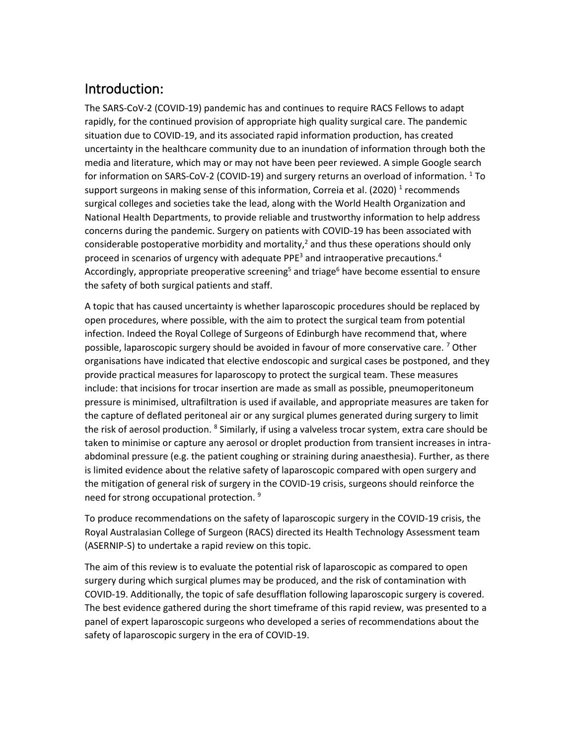## Introduction:

The SARS-CoV-2 (COVID-19) pandemic has and continues to require RACS Fellows to adapt rapidly, for the continued provision of appropriate high quality surgical care. The pandemic situation due to COVID-19, and its associated rapid information production, has created uncertainty in the healthcare community due to an inundation of information through both the media and literature, which may or may not have been peer reviewed. A simple Google search for information on SARS-CoV-2 (COVID-19) and surgery returns an overload of information. [1] To support surgeons in making sense of this information, Correia et al. (2020) [1] recommends surgical colleges and societies take the lead, along with the World Health Organization and National Health Departments, to provide reliable and trustworthy information to help address concerns during the pandemic. Surgery on patients with COVID-19 has been associated with considerable postoperative morbidity and mortality,[2] and thus these operations should only proceed in scenarios of urgency with adequate PPE[3] and intraoperative precautions.[4] Accordingly, appropriate preoperative screening[5] and triage[6] have become essential to ensure the safety of both surgical patients and staff.

A topic that has caused uncertainty is whether laparoscopic procedures should be replaced by open procedures, where possible, with the aim to protect the surgical team from potential infection. Indeed the Royal College of Surgeons of Edinburgh have recommend that, where possible, laparoscopic surgery should be avoided in favour of more conservative care. [7] Other organisations have indicated that elective endoscopic and surgical cases be postponed, and they provide practical measures for laparoscopy to protect the surgical team. These measures include: that incisions for trocar insertion are made as small as possible, pneumoperitoneum pressure is minimised, ultrafiltration is used if available, and appropriate measures are taken for the capture of deflated peritoneal air or any surgical plumes generated during surgery to limit the risk of aerosol production. [8] Similarly, if using a valveless trocar system, extra care should be taken to minimise or capture any aerosol or droplet production from transient increases in intra-abdominal pressure (e.g. the patient coughing or straining during anaesthesia). Further, as there is limited evidence about the relative safety of laparoscopic compared with open surgery and the mitigation of general risk of surgery in the COVID-19 crisis, surgeons should reinforce the need for strong occupational protection. [9]

To produce recommendations on the safety of laparoscopic surgery in the COVID-19 crisis, the Royal Australasian College of Surgeon (RACS) directed its Health Technology Assessment team (ASERNIP-S) to undertake a rapid review on this topic.

The aim of this review is to evaluate the potential risk of laparoscopic as compared to open surgery during which surgical plumes may be produced, and the risk of contamination with COVID-19. Additionally, the topic of safe desufflation following laparoscopic surgery is covered. The best evidence gathered during the short timeframe of this rapid review, was presented to a panel of expert laparoscopic surgeons who developed a series of recommendations about the safety of laparoscopic surgery in the era of COVID-19.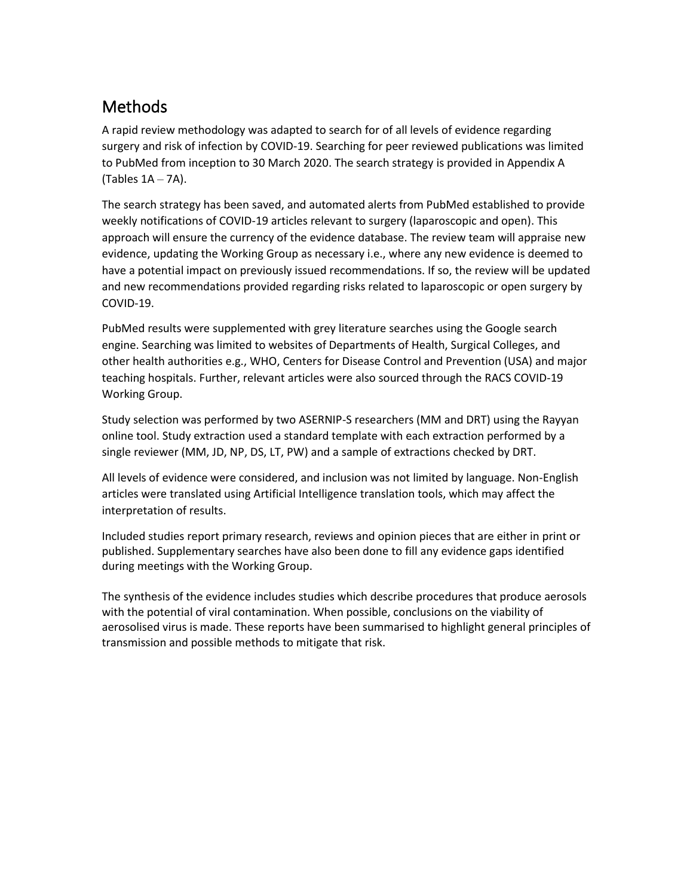## Methods

A rapid review methodology was adapted to search for of all levels of evidence regarding surgery and risk of infection by COVID-19. Searching for peer reviewed publications was limited to PubMed from inception to 30 March 2020. The search strategy is provided in Appendix A (Tables 1A – 7A).

The search strategy has been saved, and automated alerts from PubMed established to provide weekly notifications of COVID-19 articles relevant to surgery (laparoscopic and open). This approach will ensure the currency of the evidence database. The review team will appraise new evidence, updating the Working Group as necessary i.e., where any new evidence is deemed to have a potential impact on previously issued recommendations. If so, the review will be updated and new recommendations provided regarding risks related to laparoscopic or open surgery by COVID-19.

PubMed results were supplemented with grey literature searches using the Google search engine. Searching was limited to websites of Departments of Health, Surgical Colleges, and other health authorities e.g., WHO, Centers for Disease Control and Prevention (USA) and major teaching hospitals. Further, relevant articles were also sourced through the RACS COVID-19 Working Group.

Study selection was performed by two ASERNIP-S researchers (MM and DRT) using the Rayyan online tool. Study extraction used a standard template with each extraction performed by a single reviewer (MM, JD, NP, DS, LT, PW) and a sample of extractions checked by DRT.

All levels of evidence were considered, and inclusion was not limited by language. Non-English articles were translated using Artificial Intelligence translation tools, which may affect the interpretation of results.

Included studies report primary research, reviews and opinion pieces that are either in print or published. Supplementary searches have also been done to fill any evidence gaps identified during meetings with the Working Group.

The synthesis of the evidence includes studies which describe procedures that produce aerosols with the potential of viral contamination. When possible, conclusions on the viability of aerosolised virus is made. These reports have been summarised to highlight general principles of transmission and possible methods to mitigate that risk.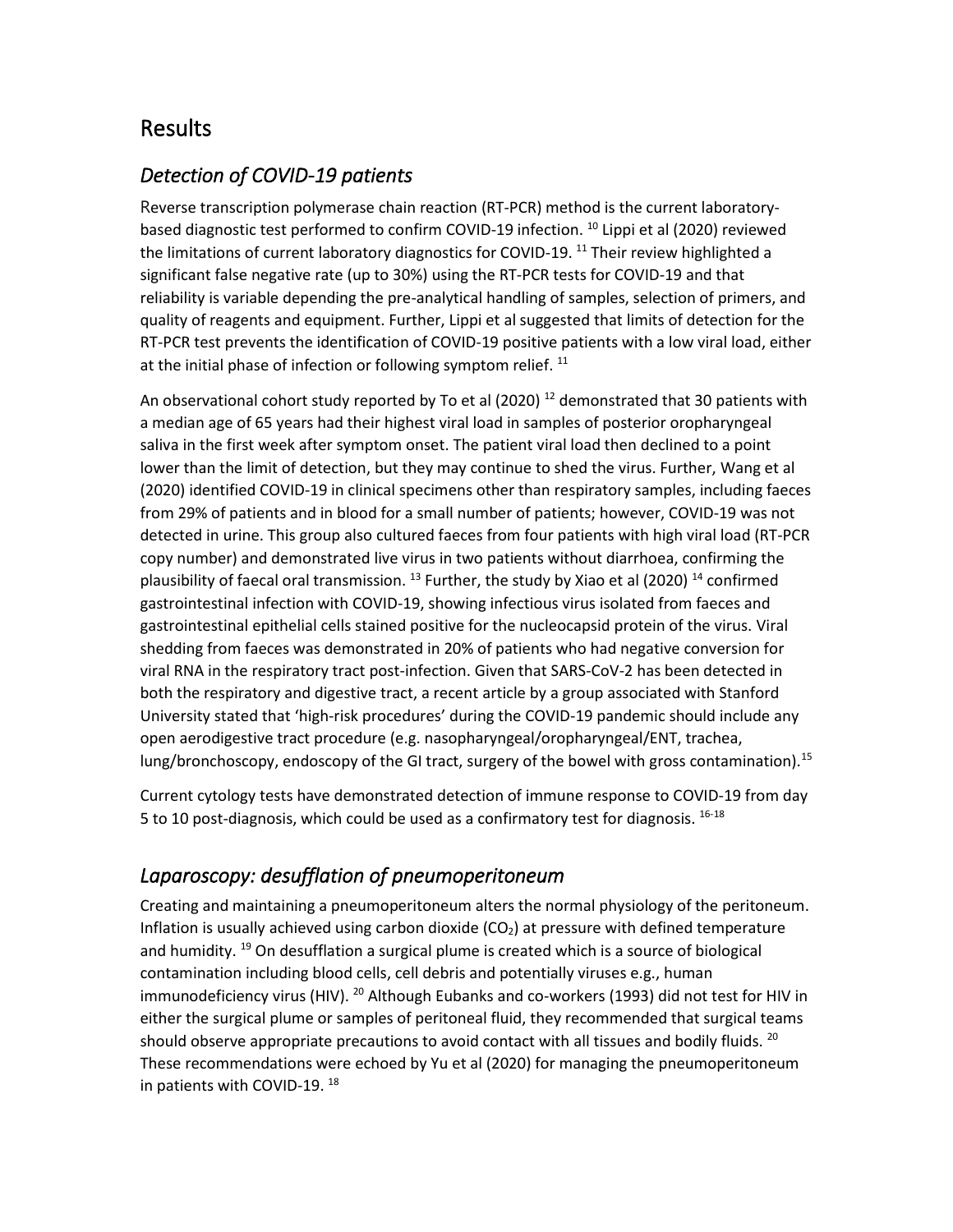# Results

## *Detection of COVID-19 patients*

Reverse transcription polymerase chain reaction (RT-PCR) method is the current laboratory-based diagnostic test performed to confirm COVID-19 infection. [10] Lippi et al (2020) reviewed the limitations of current laboratory diagnostics for COVID-19. [11] Their review highlighted a significant false negative rate (up to 30%) using the RT-PCR tests for COVID-19 and that reliability is variable depending the pre-analytical handling of samples, selection of primers, and quality of reagents and equipment. Further, Lippi et al suggested that limits of detection for the RT-PCR test prevents the identification of COVID-19 positive patients with a low viral load, either at the initial phase of infection or following symptom relief. [11]

An observational cohort study reported by To et al (2020) [12] demonstrated that 30 patients with a median age of 65 years had their highest viral load in samples of posterior oropharyngeal saliva in the first week after symptom onset. The patient viral load then declined to a point lower than the limit of detection, but they may continue to shed the virus. Further, Wang et al (2020) identified COVID-19 in clinical specimens other than respiratory samples, including faeces from 29% of patients and in blood for a small number of patients; however, COVID-19 was not detected in urine. This group also cultured faeces from four patients with high viral load (RT-PCR copy number) and demonstrated live virus in two patients without diarrhoea, confirming the plausibility of faecal oral transmission. [13] Further, the study by Xiao et al (2020) [14] confirmed gastrointestinal infection with COVID-19, showing infectious virus isolated from faeces and gastrointestinal epithelial cells stained positive for the nucleocapsid protein of the virus. Viral shedding from faeces was demonstrated in 20% of patients who had negative conversion for viral RNA in the respiratory tract post-infection. Given that SARS-CoV-2 has been detected in both the respiratory and digestive tract, a recent article by a group associated with Stanford University stated that 'high-risk procedures' during the COVID-19 pandemic should include any open aerodigestive tract procedure (e.g. nasopharyngeal/oropharyngeal/ENT, trachea, lung/bronchoscopy, endoscopy of the GI tract, surgery of the bowel with gross contamination).[15]

Current cytology tests have demonstrated detection of immune response to COVID-19 from day 5 to 10 post-diagnosis, which could be used as a confirmatory test for diagnosis. [16-18]

## *Laparoscopy: desufflation of pneumoperitoneum*

Creating and maintaining a pneumoperitoneum alters the normal physiology of the peritoneum. Inflation is usually achieved using carbon dioxide ($CO_2$) at pressure with defined temperature and humidity. [19] On desufflation a surgical plume is created which is a source of biological contamination including blood cells, cell debris and potentially viruses e.g., human immunodeficiency virus (HIV). [20] Although Eubanks and co-workers (1993) did not test for HIV in either the surgical plume or samples of peritoneal fluid, they recommended that surgical teams should observe appropriate precautions to avoid contact with all tissues and bodily fluids. [20] These recommendations were echoed by Yu et al (2020) for managing the pneumoperitoneum in patients with COVID-19. [18]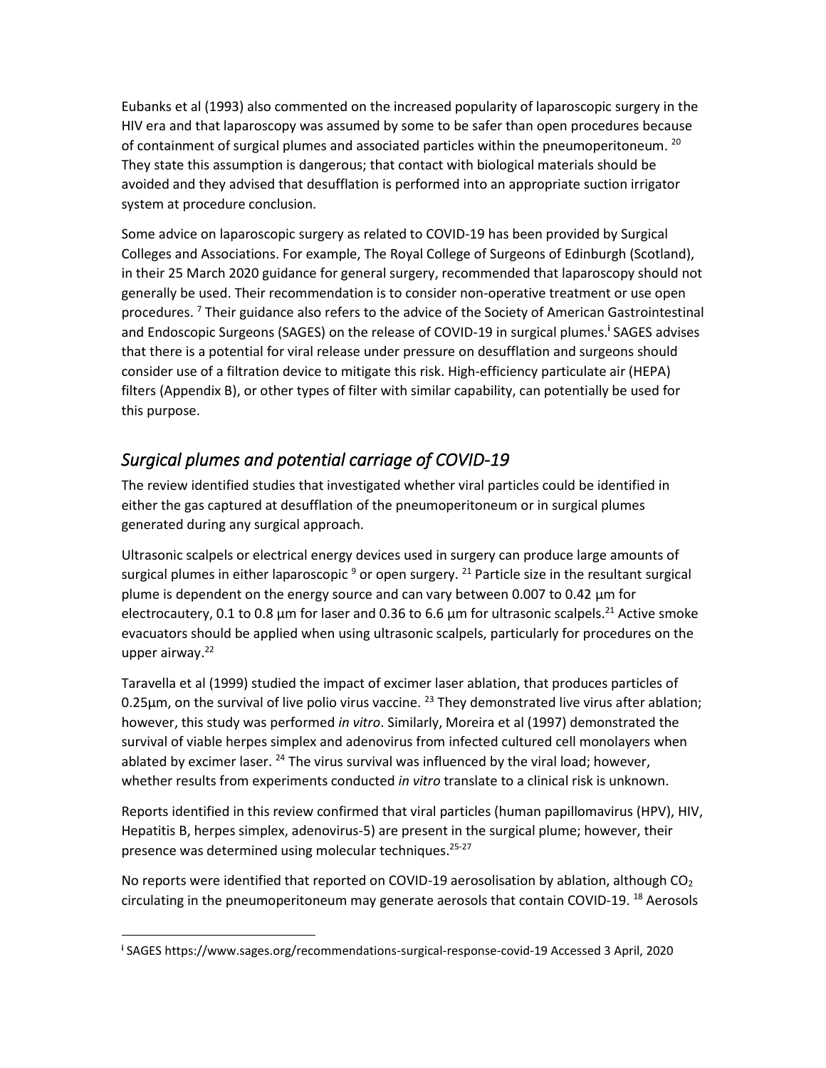Eubanks et al (1993) also commented on the increased popularity of laparoscopic surgery in the HIV era and that laparoscopy was assumed by some to be safer than open procedures because of containment of surgical plumes and associated particles within the pneumoperitoneum. [20] They state this assumption is dangerous; that contact with biological materials should be avoided and they advised that desufflation is performed into an appropriate suction irrigator system at procedure conclusion.

Some advice on laparoscopic surgery as related to COVID-19 has been provided by Surgical Colleges and Associations. For example, The Royal College of Surgeons of Edinburgh (Scotland), in their 25 March 2020 guidance for general surgery, recommended that laparoscopy should not generally be used. Their recommendation is to consider non-operative treatment or use open procedures. [7] Their guidance also refers to the advice of the Society of American Gastrointestinal and Endoscopic Surgeons (SAGES) on the release of COVID-19 in surgical plumes.[i] SAGES advises that there is a potential for viral release under pressure on desufflation and surgeons should consider use of a filtration device to mitigate this risk. High-efficiency particulate air (HEPA) filters (Appendix B), or other types of filter with similar capability, can potentially be used for this purpose.

## *Surgical plumes and potential carriage of COVID-19*

The review identified studies that investigated whether viral particles could be identified in either the gas captured at desufflation of the pneumoperitoneum or in surgical plumes generated during any surgical approach.

Ultrasonic scalpels or electrical energy devices used in surgery can produce large amounts of surgical plumes in either laparoscopic [9] or open surgery. [21] Particle size in the resultant surgical plume is dependent on the energy source and can vary between 0.007 to 0.42 µm for electrocautery, 0.1 to 0.8 µm for laser and 0.36 to 6.6 µm for ultrasonic scalpels.[21] Active smoke evacuators should be applied when using ultrasonic scalpels, particularly for procedures on the upper airway.[22]

Taravella et al (1999) studied the impact of excimer laser ablation, that produces particles of 0.25µm, on the survival of live polio virus vaccine. [23] They demonstrated live virus after ablation; however, this study was performed *in vitro*. Similarly, Moreira et al (1997) demonstrated the survival of viable herpes simplex and adenovirus from infected cultured cell monolayers when ablated by excimer laser. [24] The virus survival was influenced by the viral load; however, whether results from experiments conducted *in vitro* translate to a clinical risk is unknown.

Reports identified in this review confirmed that viral particles (human papillomavirus (HPV), HIV, Hepatitis B, herpes simplex, adenovirus-5) are present in the surgical plume; however, their presence was determined using molecular techniques.[25-27]

No reports were identified that reported on COVID-19 aerosolisation by ablation, although $CO_2$ circulating in the pneumoperitoneum may generate aerosols that contain COVID-19. [18] Aerosols

---

[i] SAGES https://www.sages.org/recommendations-surgical-response-covid-19 Accessed 3 April, 2020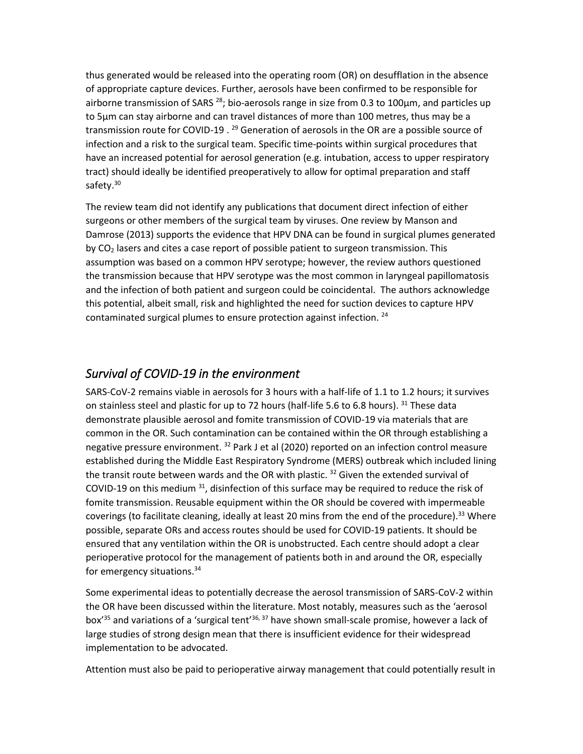thus generated would be released into the operating room (OR) on desufflation in the absence of appropriate capture devices. Further, aerosols have been confirmed to be responsible for airborne transmission of SARS [28]; bio-aerosols range in size from 0.3 to 100µm, and particles up to 5µm can stay airborne and can travel distances of more than 100 metres, thus may be a transmission route for COVID-19 . [29] Generation of aerosols in the OR are a possible source of infection and a risk to the surgical team. Specific time-points within surgical procedures that have an increased potential for aerosol generation (e.g. intubation, access to upper respiratory tract) should ideally be identified preoperatively to allow for optimal preparation and staff safety.[30]

The review team did not identify any publications that document direct infection of either surgeons or other members of the surgical team by viruses. One review by Manson and Damrose (2013) supports the evidence that HPV DNA can be found in surgical plumes generated by $CO_2$ lasers and cites a case report of possible patient to surgeon transmission. This assumption was based on a common HPV serotype; however, the review authors questioned the transmission because that HPV serotype was the most common in laryngeal papillomatosis and the infection of both patient and surgeon could be coincidental. The authors acknowledge this potential, albeit small, risk and highlighted the need for suction devices to capture HPV contaminated surgical plumes to ensure protection against infection. [24]

## *Survival of COVID-19 in the environment*

SARS-CoV-2 remains viable in aerosols for 3 hours with a half-life of 1.1 to 1.2 hours; it survives on stainless steel and plastic for up to 72 hours (half-life 5.6 to 6.8 hours). [31] These data demonstrate plausible aerosol and fomite transmission of COVID-19 via materials that are common in the OR. Such contamination can be contained within the OR through establishing a negative pressure environment. [32] Park J et al (2020) reported on an infection control measure established during the Middle East Respiratory Syndrome (MERS) outbreak which included lining the transit route between wards and the OR with plastic. [32] Given the extended survival of COVID-19 on this medium [31], disinfection of this surface may be required to reduce the risk of fomite transmission. Reusable equipment within the OR should be covered with impermeable coverings (to facilitate cleaning, ideally at least 20 mins from the end of the procedure).[33] Where possible, separate ORs and access routes should be used for COVID-19 patients. It should be ensured that any ventilation within the OR is unobstructed. Each centre should adopt a clear perioperative protocol for the management of patients both in and around the OR, especially for emergency situations.[34]

Some experimental ideas to potentially decrease the aerosol transmission of SARS-CoV-2 within the OR have been discussed within the literature. Most notably, measures such as the 'aerosol box'[35] and variations of a 'surgical tent'[36, 37] have shown small-scale promise, however a lack of large studies of strong design mean that there is insufficient evidence for their widespread implementation to be advocated.

Attention must also be paid to perioperative airway management that could potentially result in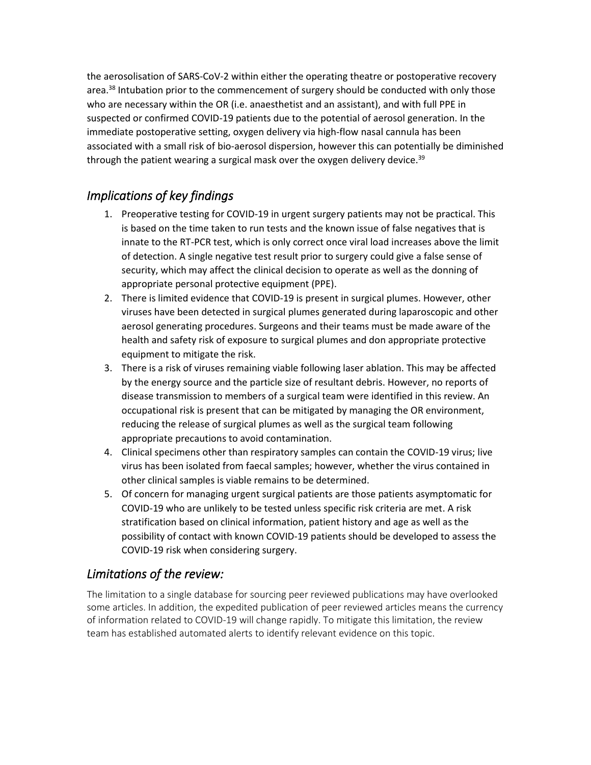the aerosolisation of SARS-CoV-2 within either the operating theatre or postoperative recovery area.[38] Intubation prior to the commencement of surgery should be conducted with only those who are necessary within the OR (i.e. anaesthetist and an assistant), and with full PPE in suspected or confirmed COVID-19 patients due to the potential of aerosol generation. In the immediate postoperative setting, oxygen delivery via high-flow nasal cannula has been associated with a small risk of bio-aerosol dispersion, however this can potentially be diminished through the patient wearing a surgical mask over the oxygen delivery device.[39]

## *Implications of key findings*

1. Preoperative testing for COVID-19 in urgent surgery patients may not be practical. This is based on the time taken to run tests and the known issue of false negatives that is innate to the RT-PCR test, which is only correct once viral load increases above the limit of detection. A single negative test result prior to surgery could give a false sense of security, which may affect the clinical decision to operate as well as the donning of appropriate personal protective equipment (PPE).
2. There is limited evidence that COVID-19 is present in surgical plumes. However, other viruses have been detected in surgical plumes generated during laparoscopic and other aerosol generating procedures. Surgeons and their teams must be made aware of the health and safety risk of exposure to surgical plumes and don appropriate protective equipment to mitigate the risk.
3. There is a risk of viruses remaining viable following laser ablation. This may be affected by the energy source and the particle size of resultant debris. However, no reports of disease transmission to members of a surgical team were identified in this review. An occupational risk is present that can be mitigated by managing the OR environment, reducing the release of surgical plumes as well as the surgical team following appropriate precautions to avoid contamination.
4. Clinical specimens other than respiratory samples can contain the COVID-19 virus; live virus has been isolated from faecal samples; however, whether the virus contained in other clinical samples is viable remains to be determined.
5. Of concern for managing urgent surgical patients are those patients asymptomatic for COVID-19 who are unlikely to be tested unless specific risk criteria are met. A risk stratification based on clinical information, patient history and age as well as the possibility of contact with known COVID-19 patients should be developed to assess the COVID-19 risk when considering surgery.

## *Limitations of the review:*

The limitation to a single database for sourcing peer reviewed publications may have overlooked some articles. In addition, the expedited publication of peer reviewed articles means the currency of information related to COVID-19 will change rapidly. To mitigate this limitation, the review team has established automated alerts to identify relevant evidence on this topic.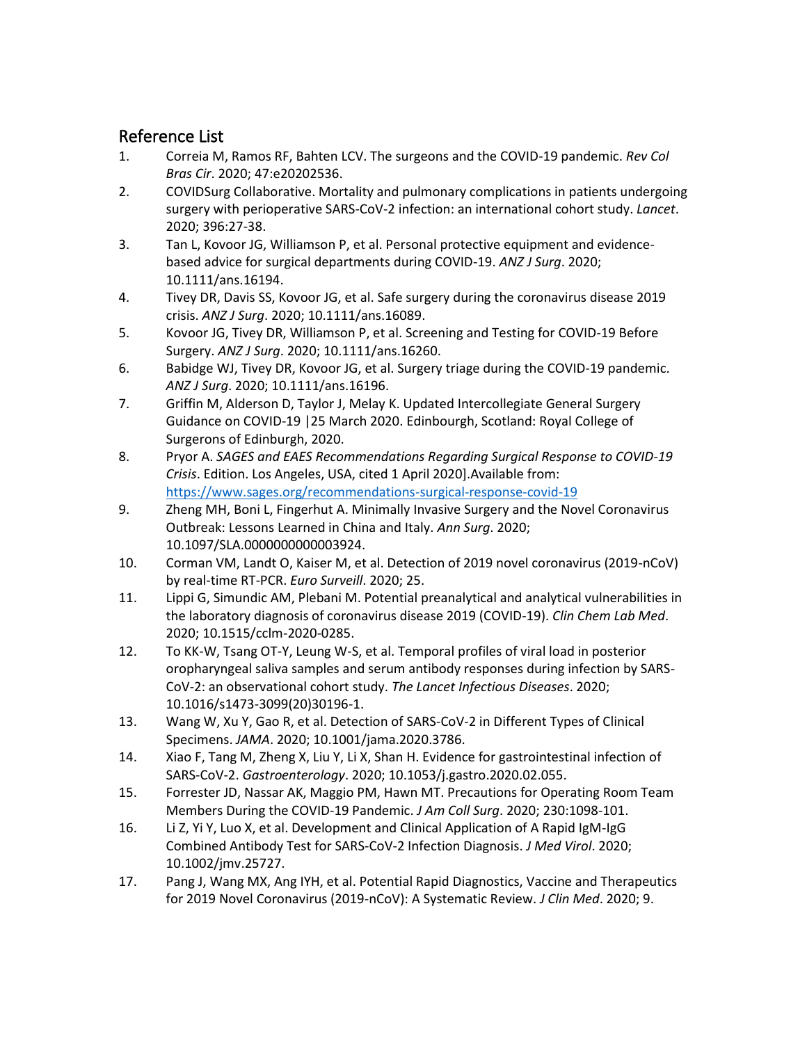## Reference List

1. Correia M, Ramos RF, Bahten LCV. The surgeons and the COVID-19 pandemic. *Rev Col Bras Cir*. 2020; 47:e20202536.
2. COVIDSurg Collaborative. Mortality and pulmonary complications in patients undergoing surgery with perioperative SARS-CoV-2 infection: an international cohort study. *Lancet*. 2020; 396:27-38.
3. Tan L, Kovoor JG, Williamson P, et al. Personal protective equipment and evidence-based advice for surgical departments during COVID-19. *ANZ J Surg*. 2020; 10.1111/ans.16194.
4. Tivey DR, Davis SS, Kovoor JG, et al. Safe surgery during the coronavirus disease 2019 crisis. *ANZ J Surg*. 2020; 10.1111/ans.16089.
5. Kovoor JG, Tivey DR, Williamson P, et al. Screening and Testing for COVID-19 Before Surgery. *ANZ J Surg*. 2020; 10.1111/ans.16260.
6. Babidge WJ, Tivey DR, Kovoor JG, et al. Surgery triage during the COVID-19 pandemic. *ANZ J Surg*. 2020; 10.1111/ans.16196.
7. Griffin M, Alderson D, Taylor J, Melay K. Updated Intercollegiate General Surgery Guidance on COVID-19 |25 March 2020. Edinbourgh, Scotland: Royal College of Surgerons of Edinburgh, 2020.
8. Pryor A. *SAGES and EAES Recommendations Regarding Surgical Response to COVID-19 Crisis*. Edition. Los Angeles, USA, cited 1 April 2020].Available from: https://www.sages.org/recommendations-surgical-response-covid-19
9. Zheng MH, Boni L, Fingerhut A. Minimally Invasive Surgery and the Novel Coronavirus Outbreak: Lessons Learned in China and Italy. *Ann Surg*. 2020; 10.1097/SLA.0000000000003924.
10. Corman VM, Landt O, Kaiser M, et al. Detection of 2019 novel coronavirus (2019-nCoV) by real-time RT-PCR. *Euro Surveill*. 2020; 25.
11. Lippi G, Simundic AM, Plebani M. Potential preanalytical and analytical vulnerabilities in the laboratory diagnosis of coronavirus disease 2019 (COVID-19). *Clin Chem Lab Med*. 2020; 10.1515/cclm-2020-0285.
12. To KK-W, Tsang OT-Y, Leung W-S, et al. Temporal profiles of viral load in posterior oropharyngeal saliva samples and serum antibody responses during infection by SARS-CoV-2: an observational cohort study. *The Lancet Infectious Diseases*. 2020; 10.1016/s1473-3099(20)30196-1.
13. Wang W, Xu Y, Gao R, et al. Detection of SARS-CoV-2 in Different Types of Clinical Specimens. *JAMA*. 2020; 10.1001/jama.2020.3786.
14. Xiao F, Tang M, Zheng X, Liu Y, Li X, Shan H. Evidence for gastrointestinal infection of SARS-CoV-2. *Gastroenterology*. 2020; 10.1053/j.gastro.2020.02.055.
15. Forrester JD, Nassar AK, Maggio PM, Hawn MT. Precautions for Operating Room Team Members During the COVID-19 Pandemic. *J Am Coll Surg*. 2020; 230:1098-101.
16. Li Z, Yi Y, Luo X, et al. Development and Clinical Application of A Rapid IgM-IgG Combined Antibody Test for SARS-CoV-2 Infection Diagnosis. *J Med Virol*. 2020; 10.1002/jmv.25727.
17. Pang J, Wang MX, Ang IYH, et al. Potential Rapid Diagnostics, Vaccine and Therapeutics for 2019 Novel Coronavirus (2019-nCoV): A Systematic Review. *J Clin Med*. 2020; 9.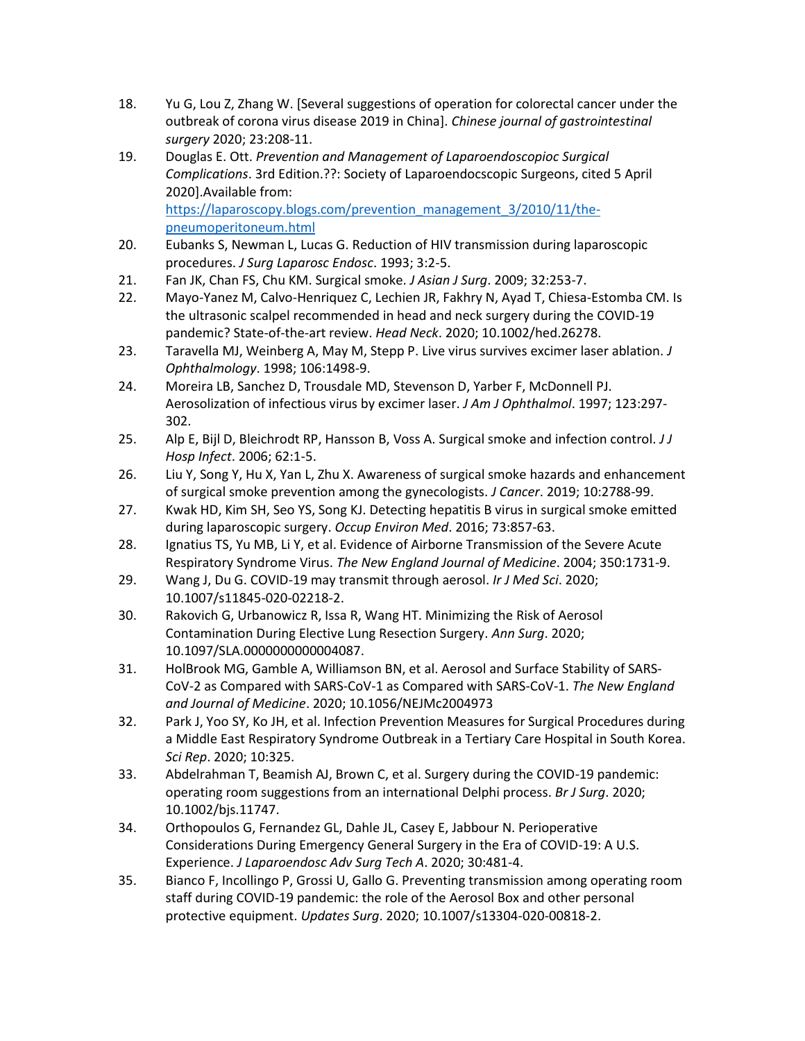18. Yu G, Lou Z, Zhang W. [Several suggestions of operation for colorectal cancer under the outbreak of corona virus disease 2019 in China]. *Chinese journal of gastrointestinal surgery* 2020; 23:208-11.
19. Douglas E. Ott. *Prevention and Management of Laparoendoscopioc Surgical Complications*. 3rd Edition.??: Society of Laparoendocscopic Surgeons, cited 5 April 2020].Available from: https://laparoscopy.blogs.com/prevention_management_3/2010/11/the-pneumoperitoneum.html
20. Eubanks S, Newman L, Lucas G. Reduction of HIV transmission during laparoscopic procedures. *J Surg Laparosc Endosc*. 1993; 3:2-5.
21. Fan JK, Chan FS, Chu KM. Surgical smoke. *J Asian J Surg*. 2009; 32:253-7.
22. Mayo-Yanez M, Calvo-Henriquez C, Lechien JR, Fakhry N, Ayad T, Chiesa-Estomba CM. Is the ultrasonic scalpel recommended in head and neck surgery during the COVID-19 pandemic? State-of-the-art review. *Head Neck*. 2020; 10.1002/hed.26278.
23. Taravella MJ, Weinberg A, May M, Stepp P. Live virus survives excimer laser ablation. *J Ophthalmology*. 1998; 106:1498-9.
24. Moreira LB, Sanchez D, Trousdale MD, Stevenson D, Yarber F, McDonnell PJ. Aerosolization of infectious virus by excimer laser. *J Am J Ophthalmol*. 1997; 123:297-302.
25. Alp E, Bijl D, Bleichrodt RP, Hansson B, Voss A. Surgical smoke and infection control. *J J Hosp Infect*. 2006; 62:1-5.
26. Liu Y, Song Y, Hu X, Yan L, Zhu X. Awareness of surgical smoke hazards and enhancement of surgical smoke prevention among the gynecologists. *J Cancer*. 2019; 10:2788-99.
27. Kwak HD, Kim SH, Seo YS, Song KJ. Detecting hepatitis B virus in surgical smoke emitted during laparoscopic surgery. *Occup Environ Med*. 2016; 73:857-63.
28. Ignatius TS, Yu MB, Li Y, et al. Evidence of Airborne Transmission of the Severe Acute Respiratory Syndrome Virus. *The New England Journal of Medicine*. 2004; 350:1731-9.
29. Wang J, Du G. COVID-19 may transmit through aerosol. *Ir J Med Sci*. 2020; 10.1007/s11845-020-02218-2.
30. Rakovich G, Urbanowicz R, Issa R, Wang HT. Minimizing the Risk of Aerosol Contamination During Elective Lung Resection Surgery. *Ann Surg*. 2020; 10.1097/SLA.0000000000004087.
31. HolBrook MG, Gamble A, Williamson BN, et al. Aerosol and Surface Stability of SARS-CoV-2 as Compared with SARS-CoV-1 as Compared with SARS-CoV-1. *The New England and Journal of Medicine*. 2020; 10.1056/NEJMc2004973
32. Park J, Yoo SY, Ko JH, et al. Infection Prevention Measures for Surgical Procedures during a Middle East Respiratory Syndrome Outbreak in a Tertiary Care Hospital in South Korea. *Sci Rep*. 2020; 10:325.
33. Abdelrahman T, Beamish AJ, Brown C, et al. Surgery during the COVID-19 pandemic: operating room suggestions from an international Delphi process. *Br J Surg*. 2020; 10.1002/bjs.11747.
34. Orthopoulos G, Fernandez GL, Dahle JL, Casey E, Jabbour N. Perioperative Considerations During Emergency General Surgery in the Era of COVID-19: A U.S. Experience. *J Laparoendosc Adv Surg Tech A*. 2020; 30:481-4.
35. Bianco F, Incollingo P, Grossi U, Gallo G. Preventing transmission among operating room staff during COVID-19 pandemic: the role of the Aerosol Box and other personal protective equipment. *Updates Surg*. 2020; 10.1007/s13304-020-00818-2.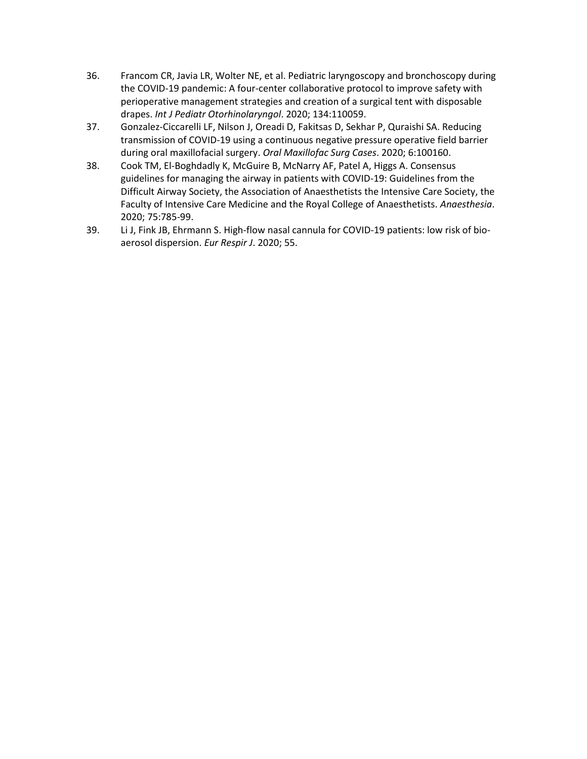36. Francom CR, Javia LR, Wolter NE, et al. Pediatric laryngoscopy and bronchoscopy during the COVID-19 pandemic: A four-center collaborative protocol to improve safety with perioperative management strategies and creation of a surgical tent with disposable drapes. *Int J Pediatr Otorhinolaryngol*. 2020; 134:110059.
37. Gonzalez-Ciccarelli LF, Nilson J, Oreadi D, Fakitsas D, Sekhar P, Quraishi SA. Reducing transmission of COVID-19 using a continuous negative pressure operative field barrier during oral maxillofacial surgery. *Oral Maxillofac Surg Cases*. 2020; 6:100160.
38. Cook TM, El-Boghdadly K, McGuire B, McNarry AF, Patel A, Higgs A. Consensus guidelines for managing the airway in patients with COVID-19: Guidelines from the Difficult Airway Society, the Association of Anaesthetists the Intensive Care Society, the Faculty of Intensive Care Medicine and the Royal College of Anaesthetists. *Anaesthesia*. 2020; 75:785-99.
39. Li J, Fink JB, Ehrmann S. High-flow nasal cannula for COVID-19 patients: low risk of bio-aerosol dispersion. *Eur Respir J*. 2020; 55.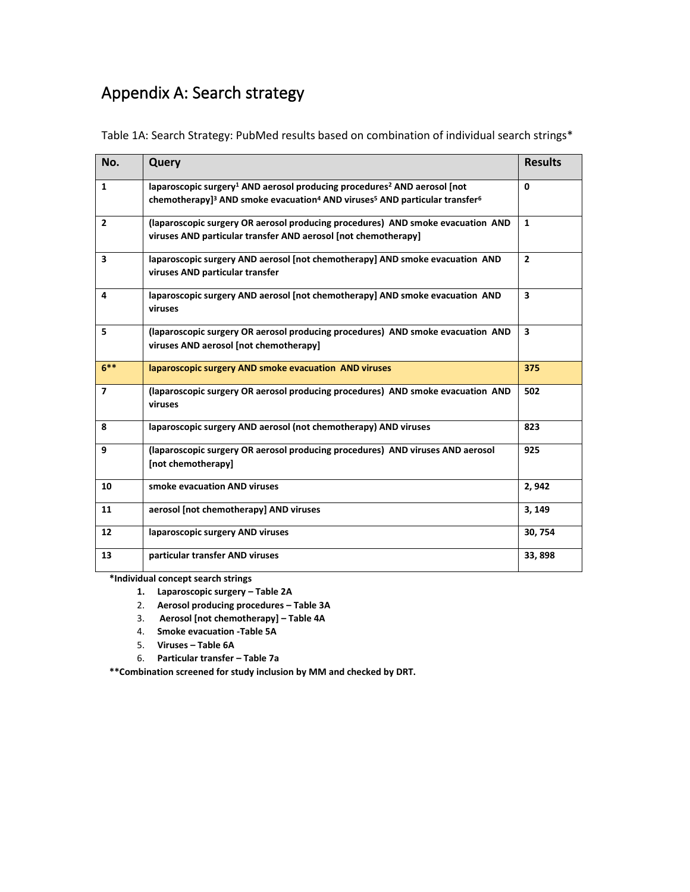# Appendix A: Search strategy

Table 1A: Search Strategy: PubMed results based on combination of individual search strings*

| No. | Query | Results |
|---|---|---|
| **1** | **laparoscopic surgery[1] AND aerosol producing procedures[2] AND aerosol [not chemotherapy][3] AND smoke evacuation[4] AND viruses[5] AND particular transfer[6]** | **0** |
| **2** | **(laparoscopic surgery OR aerosol producing procedures) AND smoke evacuation AND viruses AND particular transfer AND aerosol [not chemotherapy]** | **1** |
| **3** | **laparoscopic surgery AND aerosol [not chemotherapy] AND smoke evacuation AND viruses AND particular transfer** | **2** |
| **4** | **laparoscopic surgery AND aerosol [not chemotherapy] AND smoke evacuation AND viruses** | **3** |
| **5** | **(laparoscopic surgery OR aerosol producing procedures) AND smoke evacuation AND viruses AND aerosol [not chemotherapy]** | **3** |
| **6**** | **laparoscopic surgery AND smoke evacuation AND viruses** | **375** |
| **7** | **(laparoscopic surgery OR aerosol producing procedures) AND smoke evacuation AND viruses** | **502** |
| **8** | **laparoscopic surgery AND aerosol (not chemotherapy) AND viruses** | **823** |
| **9** | **(laparoscopic surgery OR aerosol producing procedures) AND viruses AND aerosol [not chemotherapy]** | **925** |
| **10** | **smoke evacuation AND viruses** | **2, 942** |
| **11** | **aerosol [not chemotherapy] AND viruses** | **3, 149** |
| **12** | **laparoscopic surgery AND viruses** | **30, 754** |
| **13** | **particular transfer AND viruses** | **33, 898** |

***Individual concept search strings**

1. **Laparoscopic surgery – Table 2A**
2. **Aerosol producing procedures – Table 3A**
3. **Aerosol [not chemotherapy] – Table 4A**
4. **Smoke evacuation -Table 5A**
5. **Viruses – Table 6A**
6. **Particular transfer – Table 7a**

****Combination screened for study inclusion by MM and checked by DRT.**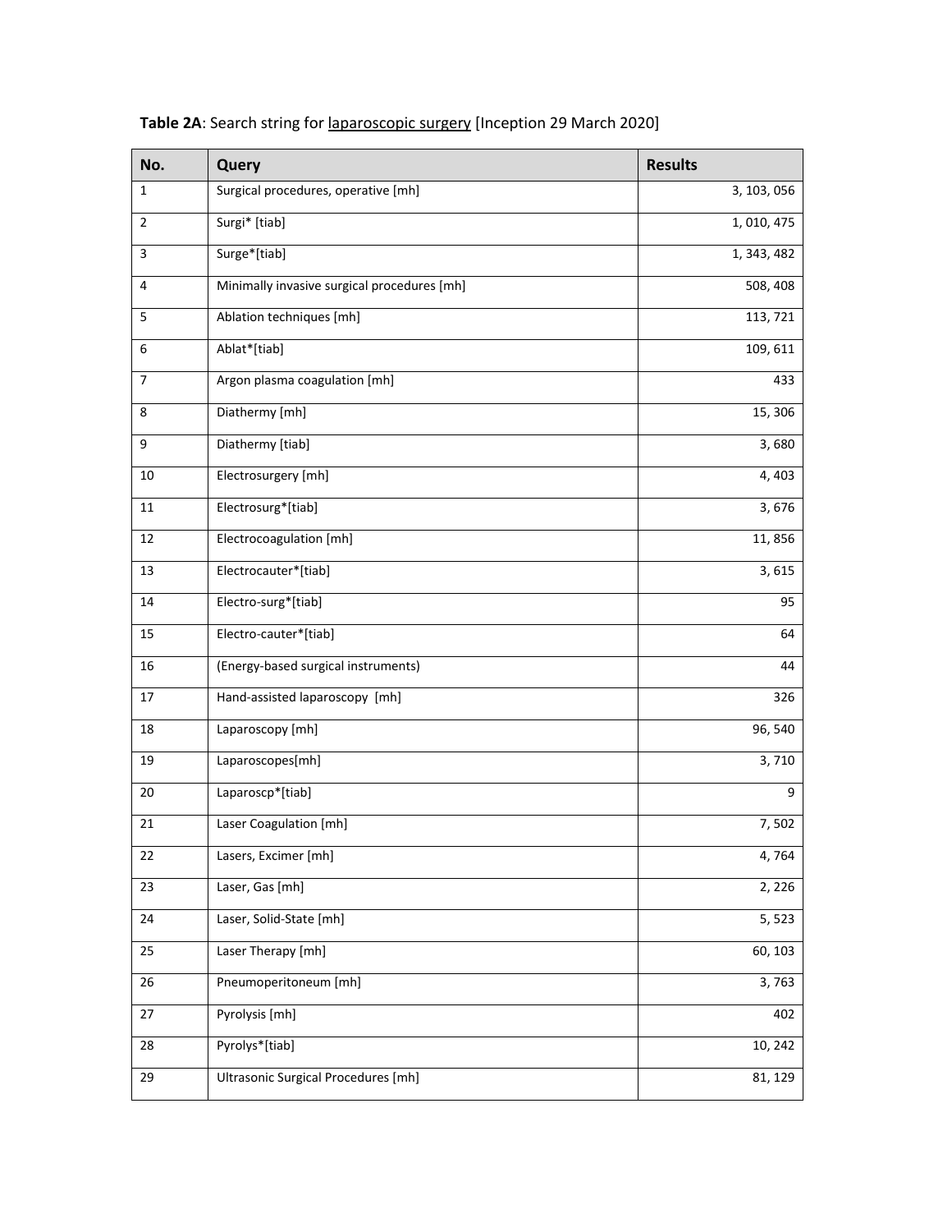**Table 2A**: Search string for laparoscopic surgery [Inception 29 March 2020]

| No. | Query | Results |
|---|---|---|
| 1 | Surgical procedures, operative [mh] | 3, 103, 056 |
| 2 | Surgi* [tiab] | 1, 010, 475 |
| 3 | Surge*[tiab] | 1, 343, 482 |
| 4 | Minimally invasive surgical procedures [mh] | 508, 408 |
| 5 | Ablation techniques [mh] | 113, 721 |
| 6 | Ablat*[tiab] | 109, 611 |
| 7 | Argon plasma coagulation [mh] | 433 |
| 8 | Diathermy [mh] | 15, 306 |
| 9 | Diathermy [tiab] | 3, 680 |
| 10 | Electrosurgery [mh] | 4, 403 |
| 11 | Electrosurg*[tiab] | 3, 676 |
| 12 | Electrocoagulation [mh] | 11, 856 |
| 13 | Electrocauter*[tiab] | 3, 615 |
| 14 | Electro-surg*[tiab] | 95 |
| 15 | Electro-cauter*[tiab] | 64 |
| 16 | (Energy-based surgical instruments) | 44 |
| 17 | Hand-assisted laparoscopy [mh] | 326 |
| 18 | Laparoscopy [mh] | 96, 540 |
| 19 | Laparoscopes[mh] | 3, 710 |
| 20 | Laparoscp*[tiab] | 9 |
| 21 | Laser Coagulation [mh] | 7, 502 |
| 22 | Lasers, Excimer [mh] | 4, 764 |
| 23 | Laser, Gas [mh] | 2, 226 |
| 24 | Laser, Solid-State [mh] | 5, 523 |
| 25 | Laser Therapy [mh] | 60, 103 |
| 26 | Pneumoperitoneum [mh] | 3, 763 |
| 27 | Pyrolysis [mh] | 402 |
| 28 | Pyrolys*[tiab] | 10, 242 |
| 29 | Ultrasonic Surgical Procedures [mh] | 81, 129 |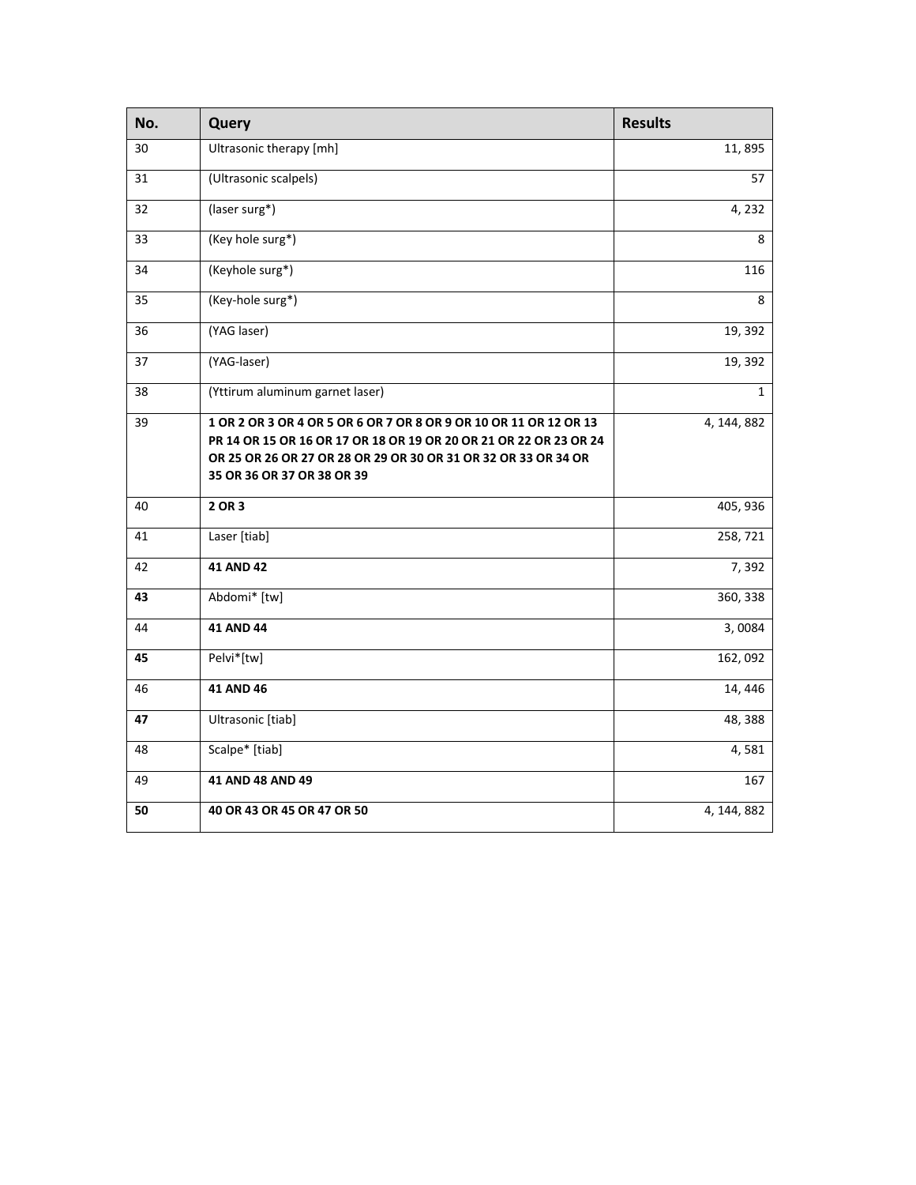| No. | Query | Results |
|---|---|---|
| 30 | Ultrasonic therapy [mh] | 11, 895 |
| 31 | (Ultrasonic scalpels) | 57 |
| 32 | (laser surg*) | 4, 232 |
| 33 | (Key hole surg*) | 8 |
| 34 | (Keyhole surg*) | 116 |
| 35 | (Key-hole surg*) | 8 |
| 36 | (YAG laser) | 19, 392 |
| 37 | (YAG-laser) | 19, 392 |
| 38 | (Yttirum aluminum garnet laser) | 1 |
| 39 | **1 OR 2 OR 3 OR 4 OR 5 OR 6 OR 7 OR 8 OR 9 OR 10 OR 11 OR 12 OR 13 PR 14 OR 15 OR 16 OR 17 OR 18 OR 19 OR 20 OR 21 OR 22 OR 23 OR 24 OR 25 OR 26 OR 27 OR 28 OR 29 OR 30 OR 31 OR 32 OR 33 OR 34 OR 35 OR 36 OR 37 OR 38 OR 39** | 4, 144, 882 |
| 40 | **2 OR 3** | 405, 936 |
| 41 | Laser [tiab] | 258, 721 |
| 42 | **41 AND 42** | 7, 392 |
| **43** | Abdomi* [tw] | 360, 338 |
| 44 | **41 AND 44** | 3, 0084 |
| **45** | Pelvi*[tw] | 162, 092 |
| 46 | **41 AND 46** | 14, 446 |
| **47** | Ultrasonic [tiab] | 48, 388 |
| 48 | Scalpe* [tiab] | 4, 581 |
| 49 | **41 AND 48 AND 49** | 167 |
| **50** | **40 OR 43 OR 45 OR 47 OR 50** | 4, 144, 882 |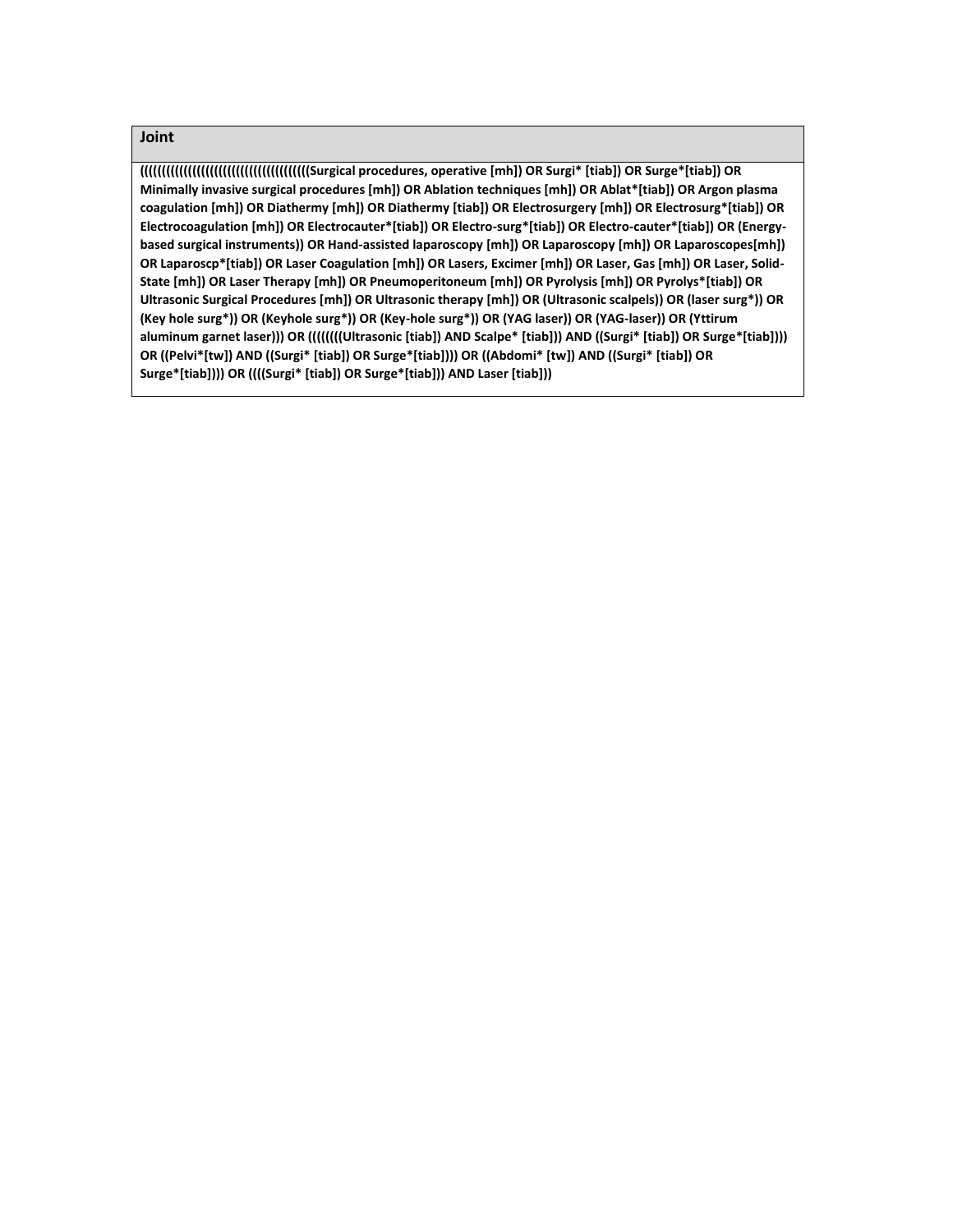| Joint |
| --- |
| **((((((((((((((((((((((((((((((((((((((Surgical procedures, operative [mh]) OR Surgi* [tiab]) OR Surge*[tiab]) OR Minimally invasive surgical procedures [mh]) OR Ablation techniques [mh]) OR Ablat*[tiab]) OR Argon plasma coagulation [mh]) OR Diathermy [mh]) OR Diathermy [tiab]) OR Electrosurgery [mh]) OR Electrosurg*[tiab]) OR Electrocoagulation [mh]) OR Electrocauter*[tiab]) OR Electro-surg*[tiab]) OR Electro-cauter*[tiab]) OR (Energy-based surgical instruments)) OR Hand-assisted laparoscopy [mh]) OR Laparoscopy [mh]) OR Laparoscopes[mh]) OR Laparoscp*[tiab]) OR Laser Coagulation [mh]) OR Lasers, Excimer [mh]) OR Laser, Gas [mh]) OR Laser, Solid-State [mh]) OR Laser Therapy [mh]) OR Pneumoperitoneum [mh]) OR Pyrolysis [mh]) OR Pyrolys*[tiab]) OR Ultrasonic Surgical Procedures [mh]) OR Ultrasonic therapy [mh]) OR (Ultrasonic scalpels)) OR (laser surg*)) OR (Key hole surg*)) OR (Keyhole surg*)) OR (Key-hole surg*)) OR (YAG laser)) OR (YAG-laser)) OR (Yttirum aluminum garnet laser))) OR ((((((((Ultrasonic [tiab]) AND Scalpe* [tiab])) AND ((Surgi* [tiab]) OR Surge*[tiab]))) OR ((Pelvi*[tw]) AND ((Surgi* [tiab]) OR Surge*[tiab]))) OR ((Abdomi* [tw]) AND ((Surgi* [tiab]) OR Surge*[tiab]))) OR ((((Surgi* [tiab]) OR Surge*[tiab])) AND Laser [tiab]))** |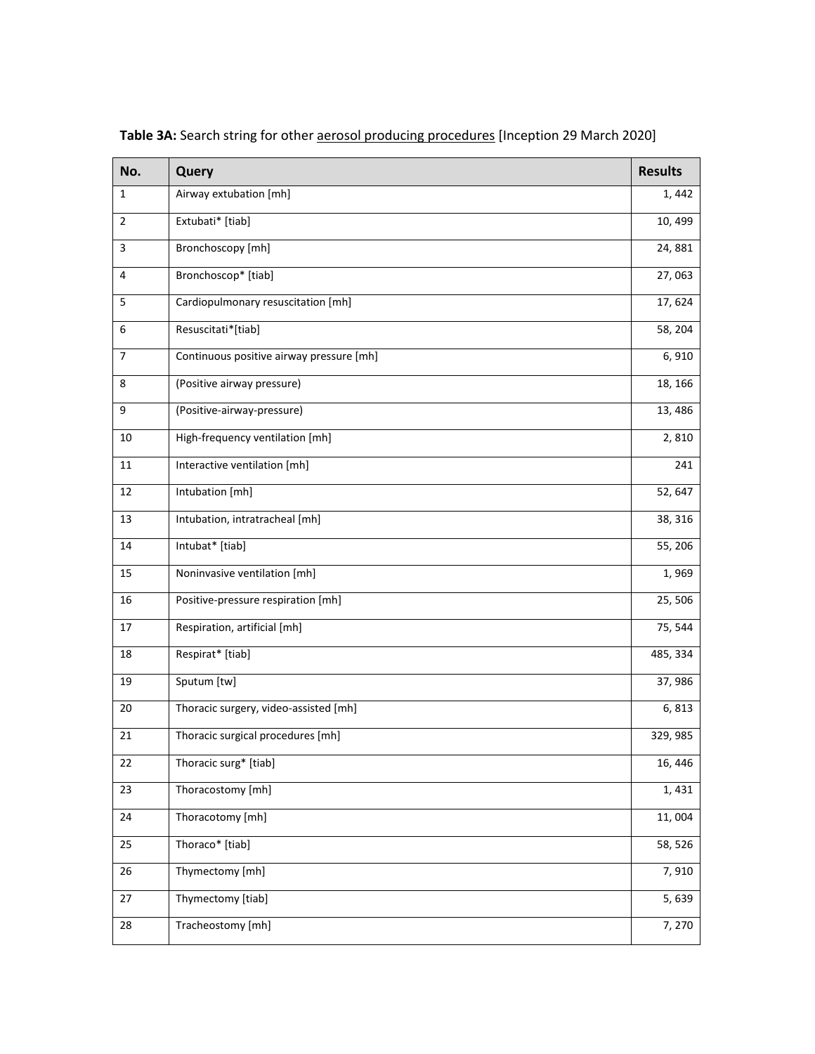**Table 3A:** Search string for other aerosol producing procedures [Inception 29 March 2020]

| No. | Query | Results |
|---|---|---|
| 1 | Airway extubation [mh] | 1, 442 |
| 2 | Extubati* [tiab] | 10, 499 |
| 3 | Bronchoscopy [mh] | 24, 881 |
| 4 | Bronchoscop* [tiab] | 27, 063 |
| 5 | Cardiopulmonary resuscitation [mh] | 17, 624 |
| 6 | Resuscitati*[tiab] | 58, 204 |
| 7 | Continuous positive airway pressure [mh] | 6, 910 |
| 8 | (Positive airway pressure) | 18, 166 |
| 9 | (Positive-airway-pressure) | 13, 486 |
| 10 | High-frequency ventilation [mh] | 2, 810 |
| 11 | Interactive ventilation [mh] | 241 |
| 12 | Intubation [mh] | 52, 647 |
| 13 | Intubation, intratracheal [mh] | 38, 316 |
| 14 | Intubat* [tiab] | 55, 206 |
| 15 | Noninvasive ventilation [mh] | 1, 969 |
| 16 | Positive-pressure respiration [mh] | 25, 506 |
| 17 | Respiration, artificial [mh] | 75, 544 |
| 18 | Respirat* [tiab] | 485, 334 |
| 19 | Sputum [tw] | 37, 986 |
| 20 | Thoracic surgery, video-assisted [mh] | 6, 813 |
| 21 | Thoracic surgical procedures [mh] | 329, 985 |
| 22 | Thoracic surg* [tiab] | 16, 446 |
| 23 | Thoracostomy [mh] | 1, 431 |
| 24 | Thoracotomy [mh] | 11, 004 |
| 25 | Thoraco* [tiab] | 58, 526 |
| 26 | Thymectomy [mh] | 7, 910 |
| 27 | Thymectomy [tiab] | 5, 639 |
| 28 | Tracheostomy [mh] | 7, 270 |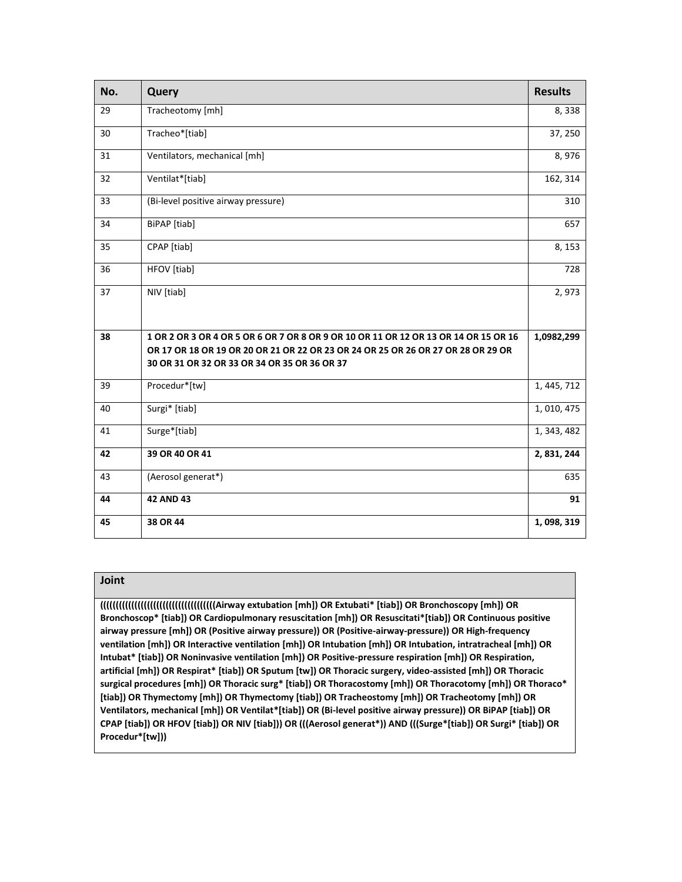| No. | Query | Results |
| --- | --- | --- |
| 29 | Tracheotomy [mh] | 8, 338 |
| 30 | Tracheo*[tiab] | 37, 250 |
| 31 | Ventilators, mechanical [mh] | 8, 976 |
| 32 | Ventilat*[tiab] | 162, 314 |
| 33 | (Bi-level positive airway pressure) | 310 |
| 34 | BiPAP [tiab] | 657 |
| 35 | CPAP [tiab] | 8, 153 |
| 36 | HFOV [tiab] | 728 |
| 37 | NIV [tiab] | 2, 973 |
| **38** | **1 OR 2 OR 3 OR 4 OR 5 OR 6 OR 7 OR 8 OR 9 OR 10 OR 11 OR 12 OR 13 OR 14 OR 15 OR 16 OR 17 OR 18 OR 19 OR 20 OR 21 OR 22 OR 23 OR 24 OR 25 OR 26 OR 27 OR 28 OR 29 OR 30 OR 31 OR 32 OR 33 OR 34 OR 35 OR 36 OR 37** | **1,0982,299** |
| 39 | Procedur*[tw] | 1, 445, 712 |
| 40 | Surgi* [tiab] | 1, 010, 475 |
| 41 | Surge*[tiab] | 1, 343, 482 |
| **42** | **39 OR 40 OR 41** | **2, 831, 244** |
| 43 | (Aerosol generat*) | 635 |
| **44** | **42 AND 43** | **91** |
| **45** | **38 OR 44** | **1, 098, 319** |

| Joint |
| --- |
| **((((((((((((((((((((((((((((((((((((Airway extubation [mh]) OR Extubati* [tiab]) OR Bronchoscopy [mh]) OR Bronchoscop* [tiab]) OR Cardiopulmonary resuscitation [mh]) OR Resuscitati*[tiab]) OR Continuous positive airway pressure [mh]) OR (Positive airway pressure)) OR (Positive-airway-pressure)) OR High-frequency ventilation [mh]) OR Interactive ventilation [mh]) OR Intubation [mh]) OR Intubation, intratracheal [mh]) OR Intubat* [tiab]) OR Noninvasive ventilation [mh]) OR Positive-pressure respiration [mh]) OR Respiration, artificial [mh]) OR Respirat* [tiab]) OR Sputum [tw]) OR Thoracic surgery, video-assisted [mh]) OR Thoracic surgical procedures [mh]) OR Thoracic surg* [tiab]) OR Thoracostomy [mh]) OR Thoracotomy [mh]) OR Thoraco* [tiab]) OR Thymectomy [mh]) OR Thymectomy [tiab]) OR Tracheostomy [mh]) OR Tracheotomy [mh]) OR Ventilators, mechanical [mh]) OR Ventilat*[tiab]) OR (Bi-level positive airway pressure)) OR BiPAP [tiab]) OR CPAP [tiab]) OR HFOV [tiab]) OR NIV [tiab])) OR (((Aerosol generat*)) AND (((Surge*[tiab]) OR Surgi* [tiab]) OR Procedur*[tw]))** |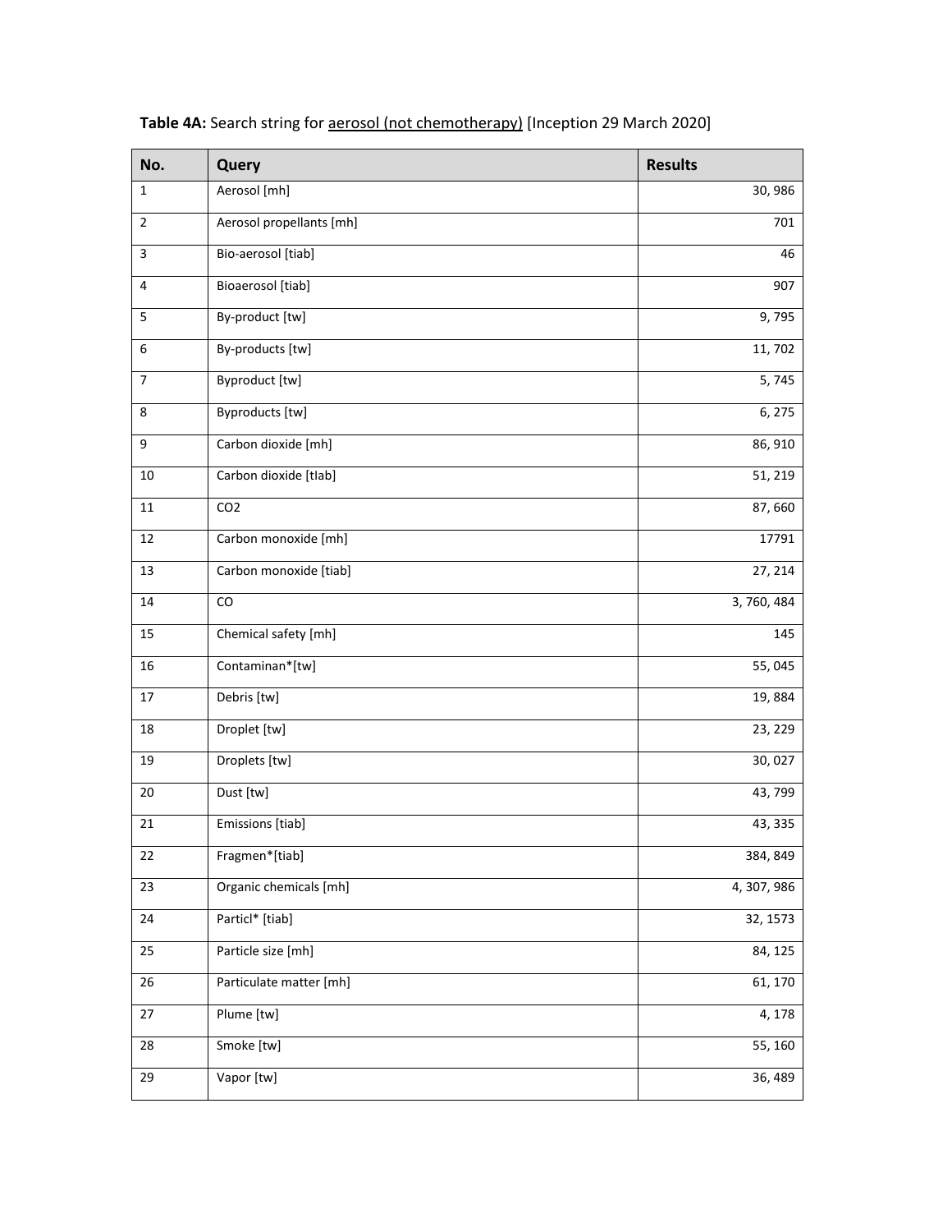**Table 4A:** Search string for <u>aerosol (not chemotherapy)</u> [Inception 29 March 2020]

| No. | Query | Results |
|---|---|---|
| 1 | Aerosol [mh] | 30, 986 |
| 2 | Aerosol propellants [mh] | 701 |
| 3 | Bio-aerosol [tiab] | 46 |
| 4 | Bioaerosol [tiab] | 907 |
| 5 | By-product [tw] | 9, 795 |
| 6 | By-products [tw] | 11, 702 |
| 7 | Byproduct [tw] | 5, 745 |
| 8 | Byproducts [tw] | 6, 275 |
| 9 | Carbon dioxide [mh] | 86, 910 |
| 10 | Carbon dioxide [tIab] | 51, 219 |
| 11 | CO2 | 87, 660 |
| 12 | Carbon monoxide [mh] | 17791 |
| 13 | Carbon monoxide [tiab] | 27, 214 |
| 14 | CO | 3, 760, 484 |
| 15 | Chemical safety [mh] | 145 |
| 16 | Contaminan*[tw] | 55, 045 |
| 17 | Debris [tw] | 19, 884 |
| 18 | Droplet [tw] | 23, 229 |
| 19 | Droplets [tw] | 30, 027 |
| 20 | Dust [tw] | 43, 799 |
| 21 | Emissions [tiab] | 43, 335 |
| 22 | Fragmen*[tiab] | 384, 849 |
| 23 | Organic chemicals [mh] | 4, 307, 986 |
| 24 | Particl* [tiab] | 32, 1573 |
| 25 | Particle size [mh] | 84, 125 |
| 26 | Particulate matter [mh] | 61, 170 |
| 27 | Plume [tw] | 4, 178 |
| 28 | Smoke [tw] | 55, 160 |
| 29 | Vapor [tw] | 36, 489 |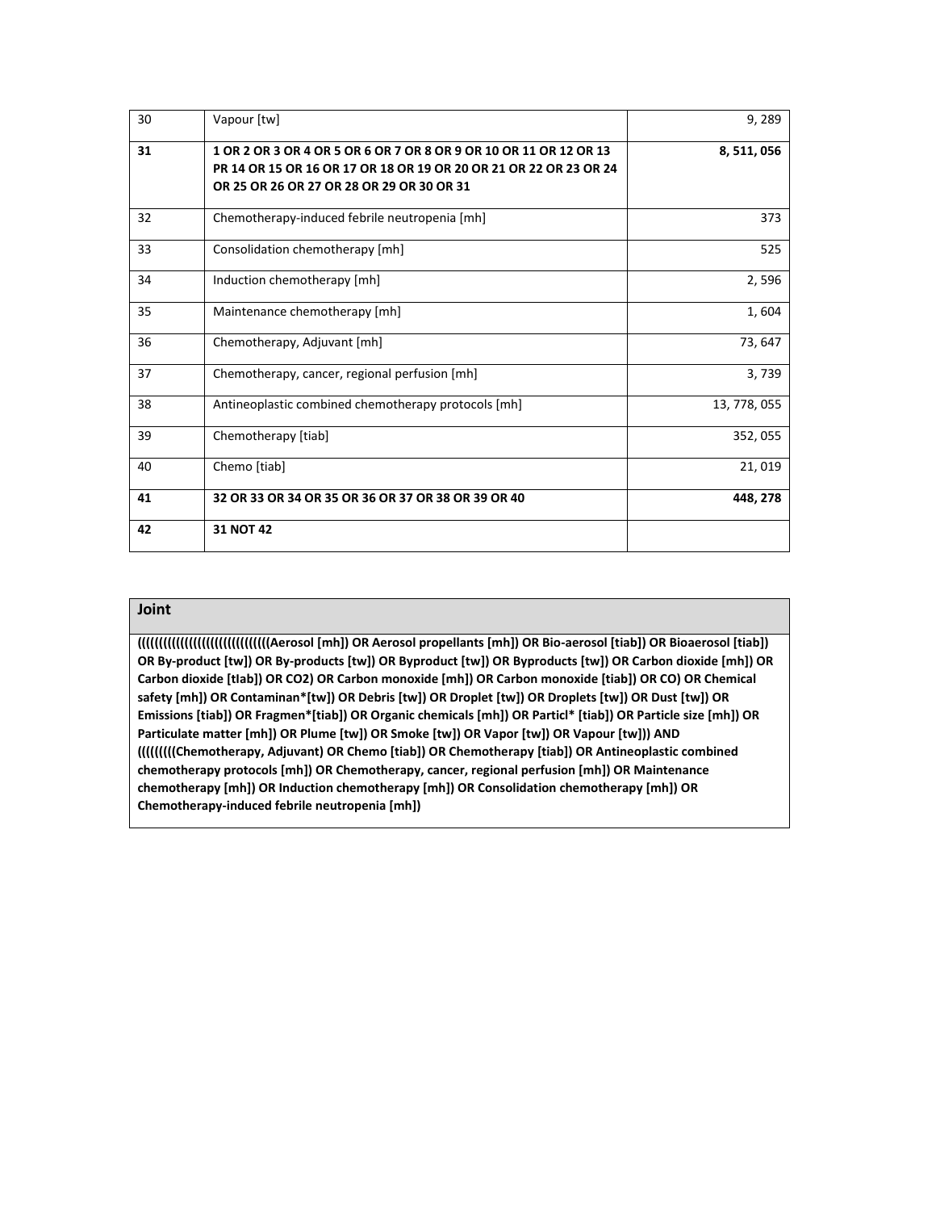| 30 | Vapour [tw] | 9, 289 |
|---|---|---|
| **31** | **1 OR 2 OR 3 OR 4 OR 5 OR 6 OR 7 OR 8 OR 9 OR 10 OR 11 OR 12 OR 13 PR 14 OR 15 OR 16 OR 17 OR 18 OR 19 OR 20 OR 21 OR 22 OR 23 OR 24 OR 25 OR 26 OR 27 OR 28 OR 29 OR 30 OR 31** | **8, 511, 056** |
| 32 | Chemotherapy-induced febrile neutropenia [mh] | 373 |
| 33 | Consolidation chemotherapy [mh] | 525 |
| 34 | Induction chemotherapy [mh] | 2, 596 |
| 35 | Maintenance chemotherapy [mh] | 1, 604 |
| 36 | Chemotherapy, Adjuvant [mh] | 73, 647 |
| 37 | Chemotherapy, cancer, regional perfusion [mh] | 3, 739 |
| 38 | Antineoplastic combined chemotherapy protocols [mh] | 13, 778, 055 |
| 39 | Chemotherapy [tiab] | 352, 055 |
| 40 | Chemo [tiab] | 21, 019 |
| **41** | **32 OR 33 OR 34 OR 35 OR 36 OR 37 OR 38 OR 39 OR 40** | **448, 278** |
| **42** | **31 NOT 42** | |

| **Joint** |
|---|
| **((((((((((((((((((((((((((((((Aerosol [mh]) OR Aerosol propellants [mh]) OR Bio-aerosol [tiab]) OR Bioaerosol [tiab]) OR By-product [tw]) OR By-products [tw]) OR Byproduct [tw]) OR Byproducts [tw]) OR Carbon dioxide [mh]) OR Carbon dioxide [tIab]) OR CO2) OR Carbon monoxide [mh]) OR Carbon monoxide [tiab]) OR CO) OR Chemical safety [mh]) OR Contaminan*[tw]) OR Debris [tw]) OR Droplet [tw]) OR Droplets [tw]) OR Dust [tw]) OR Emissions [tiab]) OR Fragmen*[tiab]) OR Organic chemicals [mh]) OR Particl* [tiab]) OR Particle size [mh]) OR Particulate matter [mh]) OR Plume [tw]) OR Smoke [tw]) OR Vapor [tw]) OR Vapour [tw])) AND ((((((((Chemotherapy, Adjuvant) OR Chemo [tiab]) OR Chemotherapy [tiab]) OR Antineoplastic combined chemotherapy protocols [mh]) OR Chemotherapy, cancer, regional perfusion [mh]) OR Maintenance chemotherapy [mh]) OR Induction chemotherapy [mh]) OR Consolidation chemotherapy [mh]) OR Chemotherapy-induced febrile neutropenia [mh])** |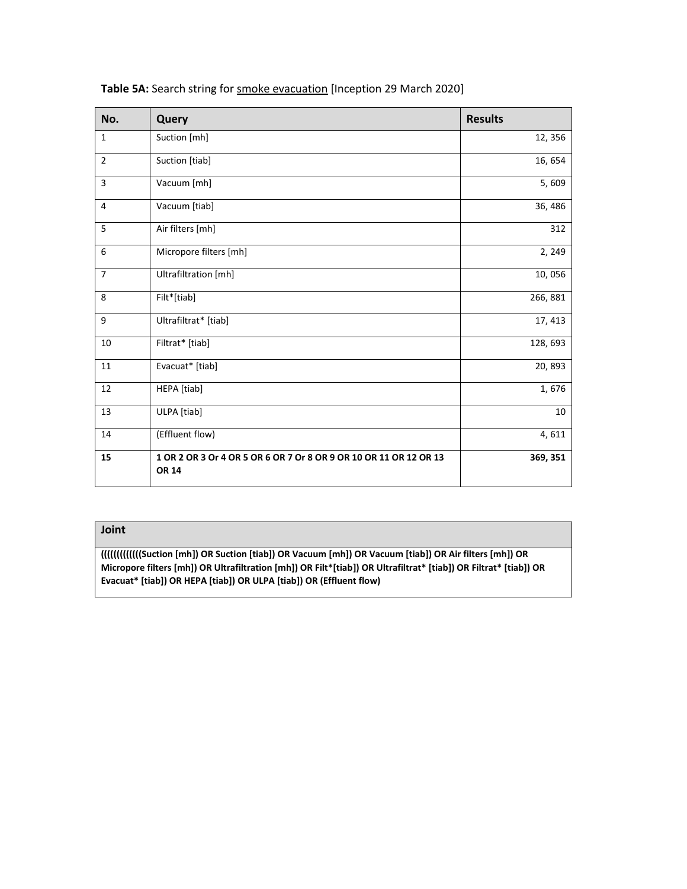**Table 5A:** Search string for smoke evacuation [Inception 29 March 2020]

| No. | Query | Results |
|---|---|---|
| 1 | Suction [mh] | 12, 356 |
| 2 | Suction [tiab] | 16, 654 |
| 3 | Vacuum [mh] | 5, 609 |
| 4 | Vacuum [tiab] | 36, 486 |
| 5 | Air filters [mh] | 312 |
| 6 | Micropore filters [mh] | 2, 249 |
| 7 | Ultrafiltration [mh] | 10, 056 |
| 8 | Filt*[tiab] | 266, 881 |
| 9 | Ultrafiltrat* [tiab] | 17, 413 |
| 10 | Filtrat* [tiab] | 128, 693 |
| 11 | Evacuat* [tiab] | 20, 893 |
| 12 | HEPA [tiab] | 1, 676 |
| 13 | ULPA [tiab] | 10 |
| 14 | (Effluent flow) | 4, 611 |
| **15** | **1 OR 2 OR 3 Or 4 OR 5 OR 6 OR 7 Or 8 OR 9 OR 10 OR 11 OR 12 OR 13 OR 14** | **369, 351** |

| Joint |
|---|
| **(((((((((((((Suction [mh]) OR Suction [tiab]) OR Vacuum [mh]) OR Vacuum [tiab]) OR Air filters [mh]) OR Micropore filters [mh]) OR Ultrafiltration [mh]) OR Filt*[tiab]) OR Ultrafiltrat* [tiab]) OR Filtrat* [tiab]) OR Evacuat* [tiab]) OR HEPA [tiab]) OR ULPA [tiab]) OR (Effluent flow)** |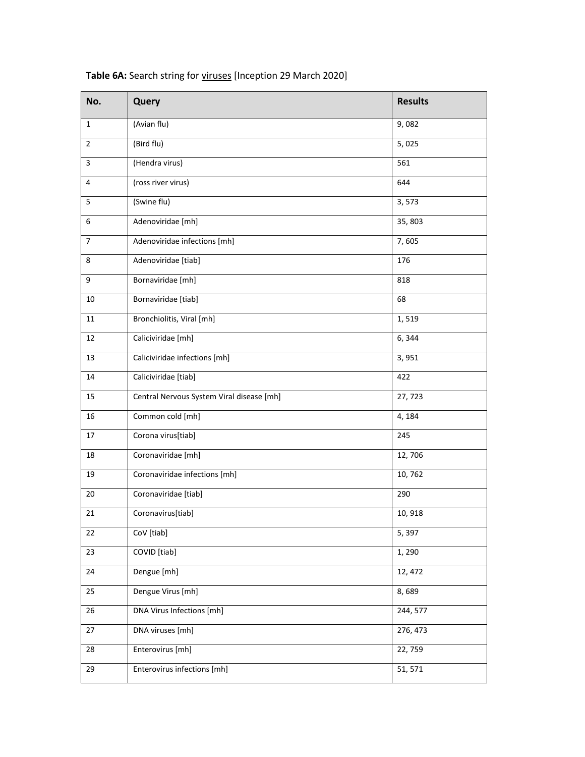**Table 6A:** Search string for <u>viruses</u> [Inception 29 March 2020]

| No. | Query | Results |
|---|---|---|
| 1 | (Avian flu) | 9, 082 |
| 2 | (Bird flu) | 5, 025 |
| 3 | (Hendra virus) | 561 |
| 4 | (ross river virus) | 644 |
| 5 | (Swine flu) | 3, 573 |
| 6 | Adenoviridae [mh] | 35, 803 |
| 7 | Adenoviridae infections [mh] | 7, 605 |
| 8 | Adenoviridae [tiab] | 176 |
| 9 | Bornaviridae [mh] | 818 |
| 10 | Bornaviridae [tiab] | 68 |
| 11 | Bronchiolitis, Viral [mh] | 1, 519 |
| 12 | Caliciviridae [mh] | 6, 344 |
| 13 | Caliciviridae infections [mh] | 3, 951 |
| 14 | Caliciviridae [tiab] | 422 |
| 15 | Central Nervous System Viral disease [mh] | 27, 723 |
| 16 | Common cold [mh] | 4, 184 |
| 17 | Corona virus[tiab] | 245 |
| 18 | Coronaviridae [mh] | 12, 706 |
| 19 | Coronaviridae infections [mh] | 10, 762 |
| 20 | Coronaviridae [tiab] | 290 |
| 21 | Coronavirus[tiab] | 10, 918 |
| 22 | CoV [tiab] | 5, 397 |
| 23 | COVID [tiab] | 1, 290 |
| 24 | Dengue [mh] | 12, 472 |
| 25 | Dengue Virus [mh] | 8, 689 |
| 26 | DNA Virus Infections [mh] | 244, 577 |
| 27 | DNA viruses [mh] | 276, 473 |
| 28 | Enterovirus [mh] | 22, 759 |
| 29 | Enterovirus infections [mh] | 51, 571 |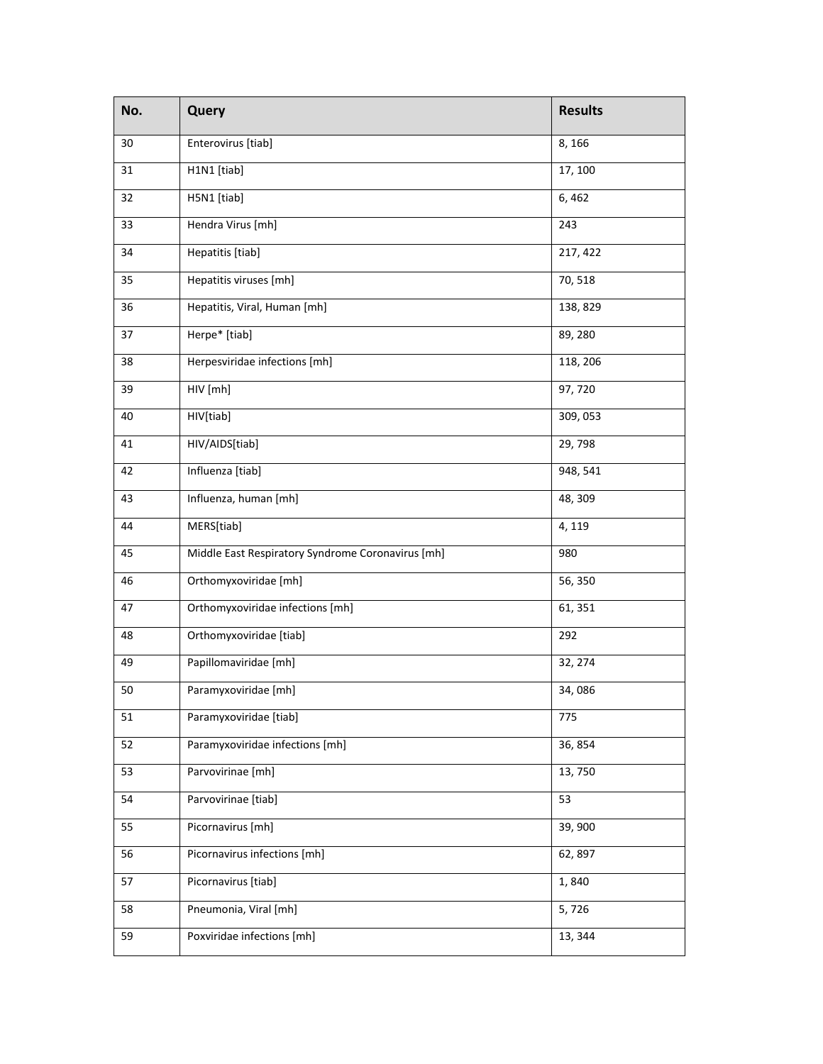| No. | Query | Results |
| --- | --- | --- |
| 30 | Enterovirus [tiab] | 8, 166 |
| 31 | H1N1 [tiab] | 17, 100 |
| 32 | H5N1 [tiab] | 6, 462 |
| 33 | Hendra Virus [mh] | 243 |
| 34 | Hepatitis [tiab] | 217, 422 |
| 35 | Hepatitis viruses [mh] | 70, 518 |
| 36 | Hepatitis, Viral, Human [mh] | 138, 829 |
| 37 | Herpe* [tiab] | 89, 280 |
| 38 | Herpesviridae infections [mh] | 118, 206 |
| 39 | HIV [mh] | 97, 720 |
| 40 | HIV[tiab] | 309, 053 |
| 41 | HIV/AIDS[tiab] | 29, 798 |
| 42 | Influenza [tiab] | 948, 541 |
| 43 | Influenza, human [mh] | 48, 309 |
| 44 | MERS[tiab] | 4, 119 |
| 45 | Middle East Respiratory Syndrome Coronavirus [mh] | 980 |
| 46 | Orthomyxoviridae [mh] | 56, 350 |
| 47 | Orthomyxoviridae infections [mh] | 61, 351 |
| 48 | Orthomyxoviridae [tiab] | 292 |
| 49 | Papillomaviridae [mh] | 32, 274 |
| 50 | Paramyxoviridae [mh] | 34, 086 |
| 51 | Paramyxoviridae [tiab] | 775 |
| 52 | Paramyxoviridae infections [mh] | 36, 854 |
| 53 | Parvovirinae [mh] | 13, 750 |
| 54 | Parvovirinae [tiab] | 53 |
| 55 | Picornavirus [mh] | 39, 900 |
| 56 | Picornavirus infections [mh] | 62, 897 |
| 57 | Picornavirus [tiab] | 1, 840 |
| 58 | Pneumonia, Viral [mh] | 5, 726 |
| 59 | Poxviridae infections [mh] | 13, 344 |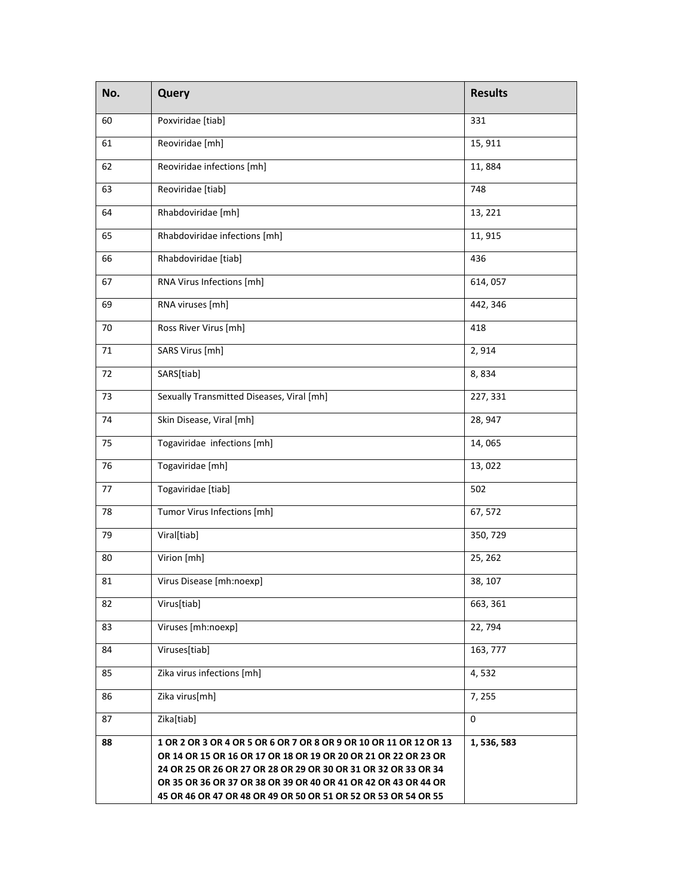| No. | Query | Results |
| --- | --- | --- |
| 60 | Poxviridae [tiab] | 331 |
| 61 | Reoviridae [mh] | 15, 911 |
| 62 | Reoviridae infections [mh] | 11, 884 |
| 63 | Reoviridae [tiab] | 748 |
| 64 | Rhabdoviridae [mh] | 13, 221 |
| 65 | Rhabdoviridae infections [mh] | 11, 915 |
| 66 | Rhabdoviridae [tiab] | 436 |
| 67 | RNA Virus Infections [mh] | 614, 057 |
| 69 | RNA viruses [mh] | 442, 346 |
| 70 | Ross River Virus [mh] | 418 |
| 71 | SARS Virus [mh] | 2, 914 |
| 72 | SARS[tiab] | 8, 834 |
| 73 | Sexually Transmitted Diseases, Viral [mh] | 227, 331 |
| 74 | Skin Disease, Viral [mh] | 28, 947 |
| 75 | Togaviridae infections [mh] | 14, 065 |
| 76 | Togaviridae [mh] | 13, 022 |
| 77 | Togaviridae [tiab] | 502 |
| 78 | Tumor Virus Infections [mh] | 67, 572 |
| 79 | Viral[tiab] | 350, 729 |
| 80 | Virion [mh] | 25, 262 |
| 81 | Virus Disease [mh:noexp] | 38, 107 |
| 82 | Virus[tiab] | 663, 361 |
| 83 | Viruses [mh:noexp] | 22, 794 |
| 84 | Viruses[tiab] | 163, 777 |
| 85 | Zika virus infections [mh] | 4, 532 |
| 86 | Zika virus[mh] | 7, 255 |
| 87 | Zika[tiab] | 0 |
| **88** | **1 OR 2 OR 3 OR 4 OR 5 OR 6 OR 7 OR 8 OR 9 OR 10 OR 11 OR 12 OR 13 OR 14 OR 15 OR 16 OR 17 OR 18 OR 19 OR 20 OR 21 OR 22 OR 23 OR 24 OR 25 OR 26 OR 27 OR 28 OR 29 OR 30 OR 31 OR 32 OR 33 OR 34 OR 35 OR 36 OR 37 OR 38 OR 39 OR 40 OR 41 OR 42 OR 43 OR 44 OR 45 OR 46 OR 47 OR 48 OR 49 OR 50 OR 51 OR 52 OR 53 OR 54 OR 55** | **1, 536, 583** |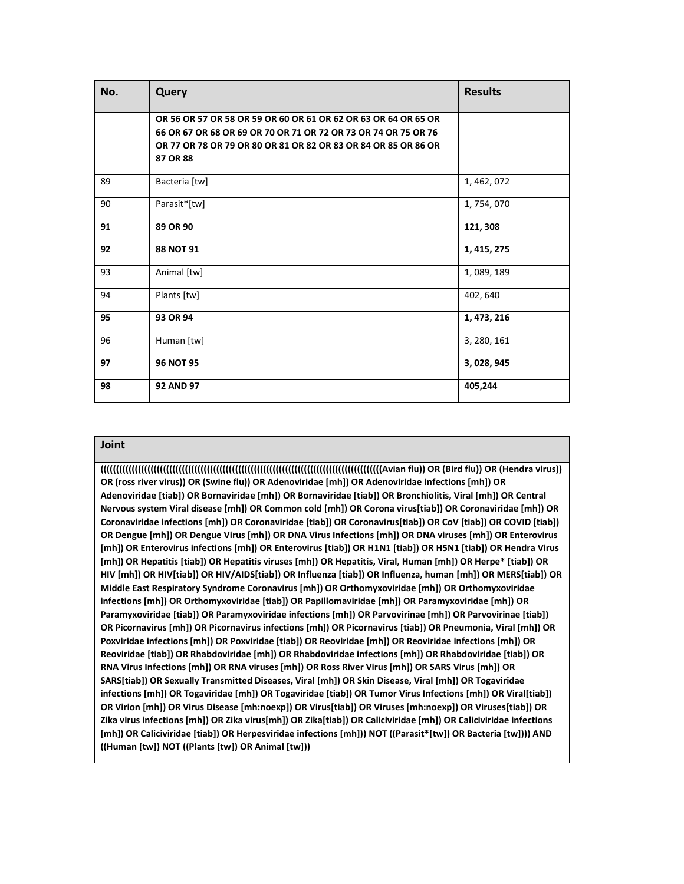| No. | Query | Results |
|---|---|---|
| | **OR 56 OR 57 OR 58 OR 59 OR 60 OR 61 OR 62 OR 63 OR 64 OR 65 OR 66 OR 67 OR 68 OR 69 OR 70 OR 71 OR 72 OR 73 OR 74 OR 75 OR 76 OR 77 OR 78 OR 79 OR 80 OR 81 OR 82 OR 83 OR 84 OR 85 OR 86 OR 87 OR 88** | |
| 89 | Bacteria [tw] | 1, 462, 072 |
| 90 | Parasit*[tw] | 1, 754, 070 |
| **91** | **89 OR 90** | **121, 308** |
| **92** | **88 NOT 91** | **1, 415, 275** |
| 93 | Animal [tw] | 1, 089, 189 |
| 94 | Plants [tw] | 402, 640 |
| **95** | **93 OR 94** | **1, 473, 216** |
| 96 | Human [tw] | 3, 280, 161 |
| **97** | **96 NOT 95** | **3, 028, 945** |
| **98** | **92 AND 97** | **405,244** |

| Joint |
|---|
| **((((((((((((((((((((((((((((((((((((((((((((((((((((((((((((((((((((((((((((((((((((((Avian flu)) OR (Bird flu)) OR (Hendra virus)) OR (ross river virus)) OR (Swine flu)) OR Adenoviridae [mh]) OR Adenoviridae infections [mh]) OR Adenoviridae [tiab]) OR Bornaviridae [mh]) OR Bornaviridae [tiab]) OR Bronchiolitis, Viral [mh]) OR Central Nervous system Viral disease [mh]) OR Common cold [mh]) OR Corona virus[tiab]) OR Coronaviridae [mh]) OR Coronaviridae infections [mh]) OR Coronaviridae [tiab]) OR Coronavirus[tiab]) OR CoV [tiab]) OR COVID [tiab]) OR Dengue [mh]) OR Dengue Virus [mh]) OR DNA Virus Infections [mh]) OR DNA viruses [mh]) OR Enterovirus [mh]) OR Enterovirus infections [mh]) OR Enterovirus [tiab]) OR H1N1 [tiab]) OR H5N1 [tiab]) OR Hendra Virus [mh]) OR Hepatitis [tiab]) OR Hepatitis viruses [mh]) OR Hepatitis, Viral, Human [mh]) OR Herpe* [tiab]) OR HIV [mh]) OR HIV[tiab]) OR HIV/AIDS[tiab]) OR Influenza [tiab]) OR Influenza, human [mh]) OR MERS[tiab]) OR Middle East Respiratory Syndrome Coronavirus [mh]) OR Orthomyxoviridae [mh]) OR Orthomyxoviridae infections [mh]) OR Orthomyxoviridae [tiab]) OR Papillomaviridae [mh]) OR Paramyxoviridae [mh]) OR Paramyxoviridae [tiab]) OR Paramyxoviridae infections [mh]) OR Parvovirinae [mh]) OR Parvovirinae [tiab]) OR Picornavirus [mh]) OR Picornavirus infections [mh]) OR Picornavirus [tiab]) OR Pneumonia, Viral [mh]) OR Poxviridae infections [mh]) OR Poxviridae [tiab]) OR Reoviridae [mh]) OR Reoviridae infections [mh]) OR Reoviridae [tiab]) OR Rhabdoviridae [mh]) OR Rhabdoviridae infections [mh]) OR Rhabdoviridae [tiab]) OR RNA Virus Infections [mh]) OR RNA viruses [mh]) OR Ross River Virus [mh]) OR SARS Virus [mh]) OR SARS[tiab]) OR Sexually Transmitted Diseases, Viral [mh]) OR Skin Disease, Viral [mh]) OR Togaviridae infections [mh]) OR Togaviridae [mh]) OR Togaviridae [tiab]) OR Tumor Virus Infections [mh]) OR Viral[tiab]) OR Virion [mh]) OR Virus Disease [mh:noexp]) OR Virus[tiab]) OR Viruses [mh:noexp]) OR Viruses[tiab]) OR Zika virus infections [mh]) OR Zika virus[mh]) OR Zika[tiab]) OR Caliciviridae [mh]) OR Caliciviridae infections [mh]) OR Caliciviridae [tiab]) OR Herpesviridae infections [mh])) NOT ((Parasit*[tw]) OR Bacteria [tw]))) AND ((Human [tw]) NOT ((Plants [tw]) OR Animal [tw]))** |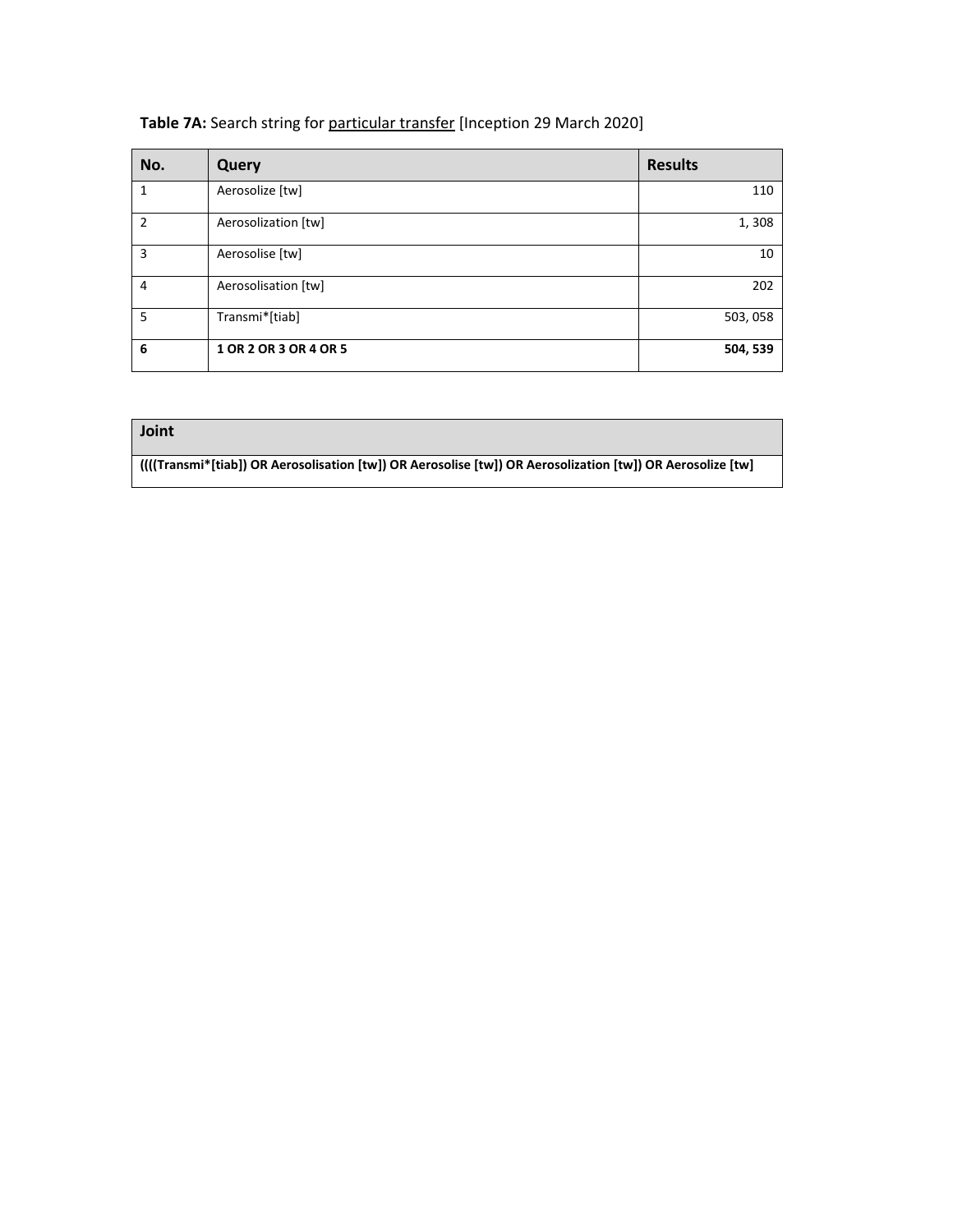**Table 7A:** Search string for particular transfer [Inception 29 March 2020]

| No. | Query | Results |
|---|---|---|
| 1 | Aerosolize [tw] | 110 |
| 2 | Aerosolization [tw] | 1, 308 |
| 3 | Aerosolise [tw] | 10 |
| 4 | Aerosolisation [tw] | 202 |
| 5 | Transmi*[tiab] | 503, 058 |
| **6** | **1 OR 2 OR 3 OR 4 OR 5** | **504, 539** |

| Joint |
|---|
| **((((Transmi*[tiab]) OR Aerosolisation [tw]) OR Aerosolise [tw]) OR Aerosolization [tw]) OR Aerosolize [tw]** |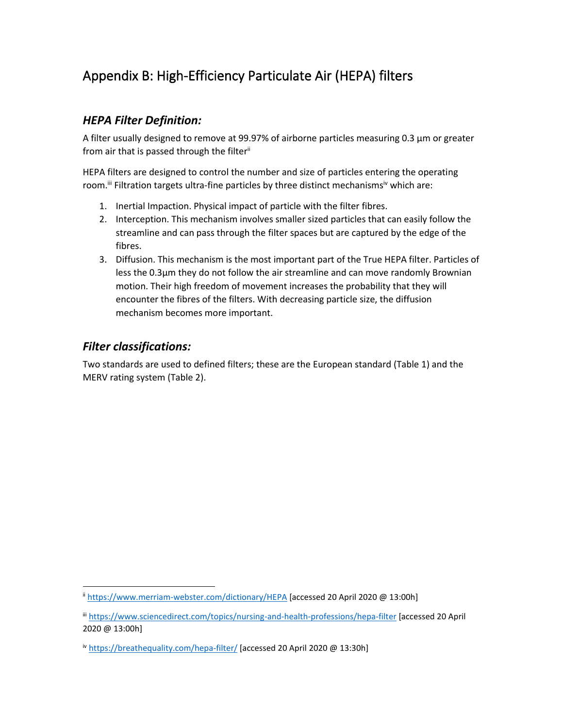# Appendix B: High-Efficiency Particulate Air (HEPA) filters

## *HEPA Filter Definition:*

A filter usually designed to remove at 99.97% of airborne particles measuring 0.3 µm or greater from air that is passed through the filter[ii]

HEPA filters are designed to control the number and size of particles entering the operating room.[iii] Filtration targets ultra-fine particles by three distinct mechanisms[iv] which are:

1. Inertial Impaction. Physical impact of particle with the filter fibres.
2. Interception. This mechanism involves smaller sized particles that can easily follow the streamline and can pass through the filter spaces but are captured by the edge of the fibres.
3. Diffusion. This mechanism is the most important part of the True HEPA filter. Particles of less the 0.3µm they do not follow the air streamline and can move randomly Brownian motion. Their high freedom of movement increases the probability that they will encounter the fibres of the filters. With decreasing particle size, the diffusion mechanism becomes more important.

## *Filter classifications:*

Two standards are used to defined filters; these are the European standard (Table 1) and the MERV rating system (Table 2).

---

[ii] https://www.merriam-webster.com/dictionary/HEPA [accessed 20 April 2020 @ 13:00h]

[iii] https://www.sciencedirect.com/topics/nursing-and-health-professions/hepa-filter [accessed 20 April 2020 @ 13:00h]

[iv] https://breathequality.com/hepa-filter/ [accessed 20 April 2020 @ 13:30h]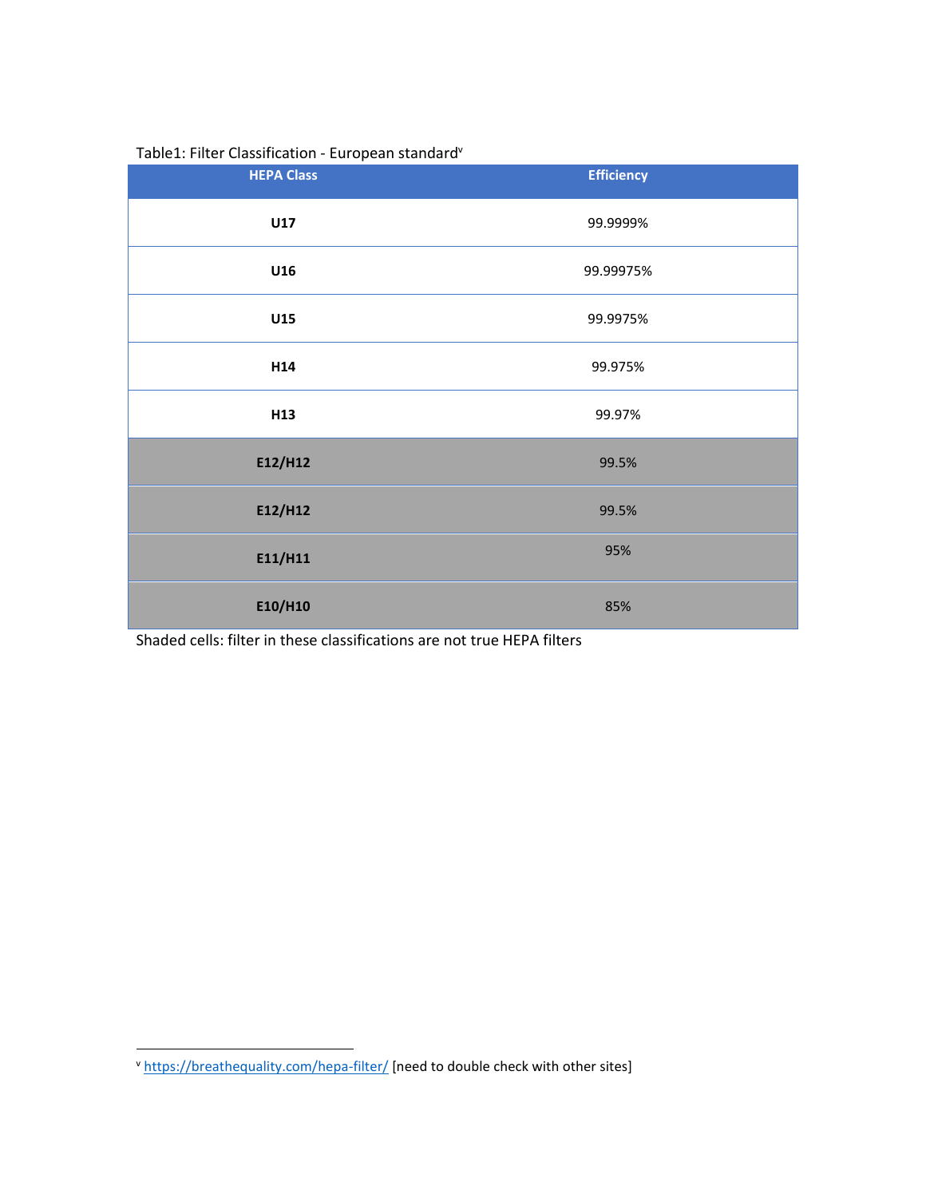Table1: Filter Classification - European standard[v]

| HEPA Class | Efficiency |
|---|---|
| **U17** | 99.9999% |
| **U16** | 99.99975% |
| **U15** | 99.9975% |
| **H14** | 99.975% |
| **H13** | 99.97% |
| **E12/H12** | 99.5% |
| **E12/H12** | 99.5% |
| **E11/H11** | 95% |
| **E10/H10** | 85% |

Shaded cells: filter in these classifications are not true HEPA filters

[v] https://breathequality.com/hepa-filter/ [need to double check with other sites]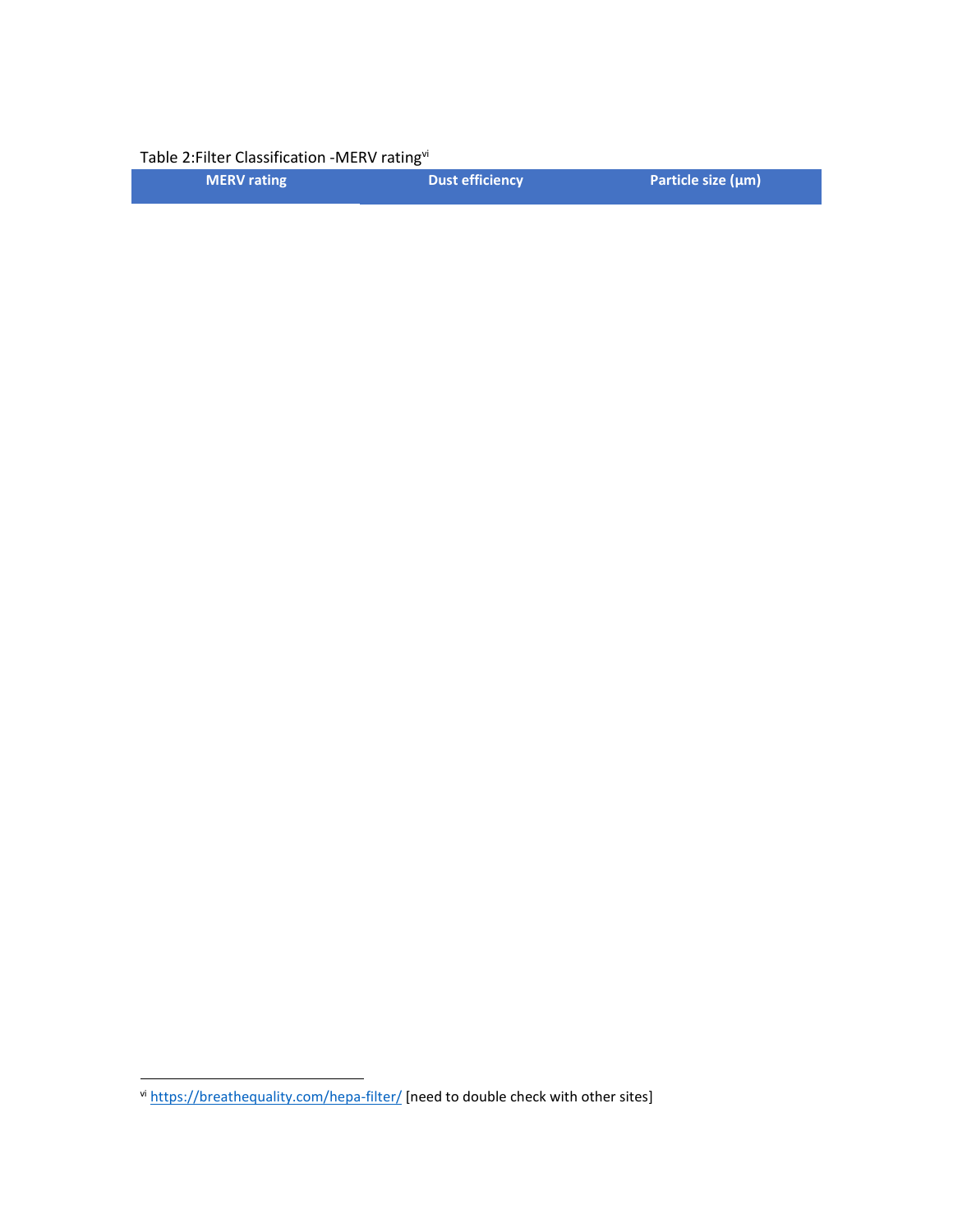Table 2:Filter Classification -MERV rating[vi]

| MERV rating | Dust efficiency | Particle size (µm) |
|---|---|---|

[vi] https://breathequality.com/hepa-filter/ [need to double check with other sites]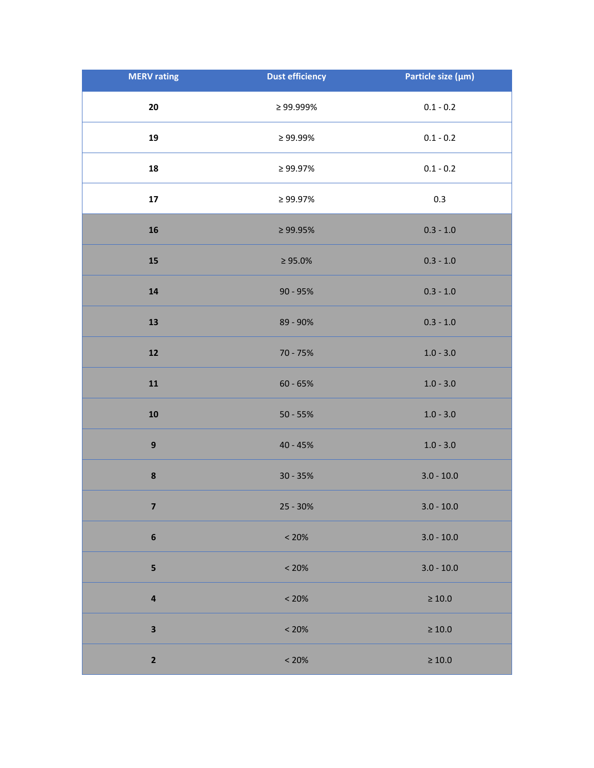| MERV rating | Dust efficiency | Particle size (µm) |
|---|---|---|
| **20** | ≥ 99.999% | 0.1 - 0.2 |
| **19** | ≥ 99.99% | 0.1 - 0.2 |
| **18** | ≥ 99.97% | 0.1 - 0.2 |
| **17** | ≥ 99.97% | 0.3 |
| **16** | ≥ 99.95% | 0.3 - 1.0 |
| **15** | ≥ 95.0% | 0.3 - 1.0 |
| **14** | 90 - 95% | 0.3 - 1.0 |
| **13** | 89 - 90% | 0.3 - 1.0 |
| **12** | 70 - 75% | 1.0 - 3.0 |
| **11** | 60 - 65% | 1.0 - 3.0 |
| **10** | 50 - 55% | 1.0 - 3.0 |
| **9** | 40 - 45% | 1.0 - 3.0 |
| **8** | 30 - 35% | 3.0 - 10.0 |
| **7** | 25 - 30% | 3.0 - 10.0 |
| **6** | < 20% | 3.0 - 10.0 |
| **5** | < 20% | 3.0 - 10.0 |
| **4** | < 20% | ≥ 10.0 |
| **3** | < 20% | ≥ 10.0 |
| **2** | < 20% | ≥ 10.0 |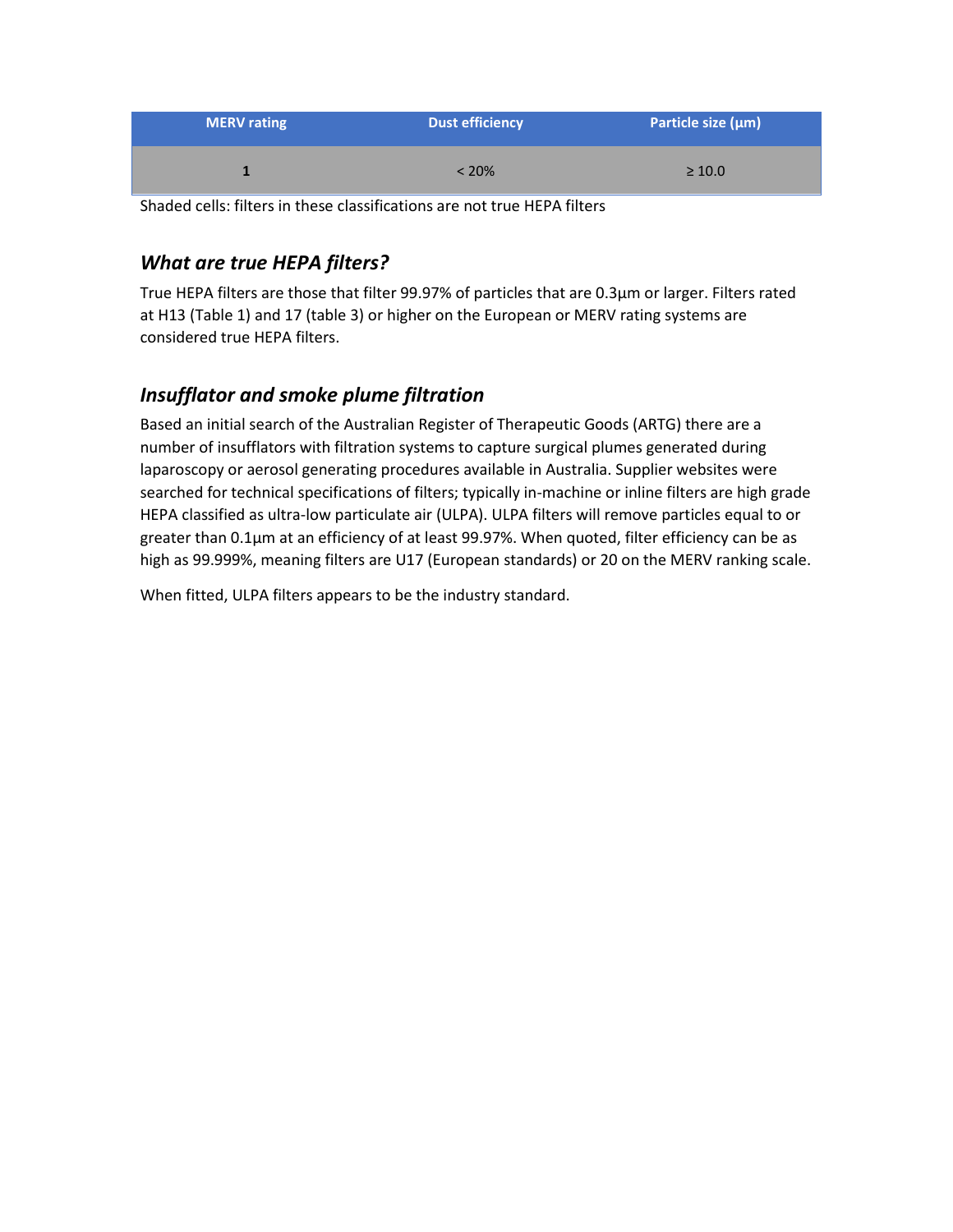| MERV rating | Dust efficiency | Particle size (µm) |
|---|---|---|
| **1** | < 20% | ≥ 10.0 |

Shaded cells: filters in these classifications are not true HEPA filters

### *What are true HEPA filters?*

True HEPA filters are those that filter 99.97% of particles that are 0.3µm or larger. Filters rated at H13 (Table 1) and 17 (table 3) or higher on the European or MERV rating systems are considered true HEPA filters.

### *Insufflator and smoke plume filtration*

Based an initial search of the Australian Register of Therapeutic Goods (ARTG) there are a number of insufflators with filtration systems to capture surgical plumes generated during laparoscopy or aerosol generating procedures available in Australia. Supplier websites were searched for technical specifications of filters; typically in-machine or inline filters are high grade HEPA classified as ultra-low particulate air (ULPA). ULPA filters will remove particles equal to or greater than 0.1µm at an efficiency of at least 99.97%. When quoted, filter efficiency can be as high as 99.999%, meaning filters are U17 (European standards) or 20 on the MERV ranking scale.

When fitted, ULPA filters appears to be the industry standard.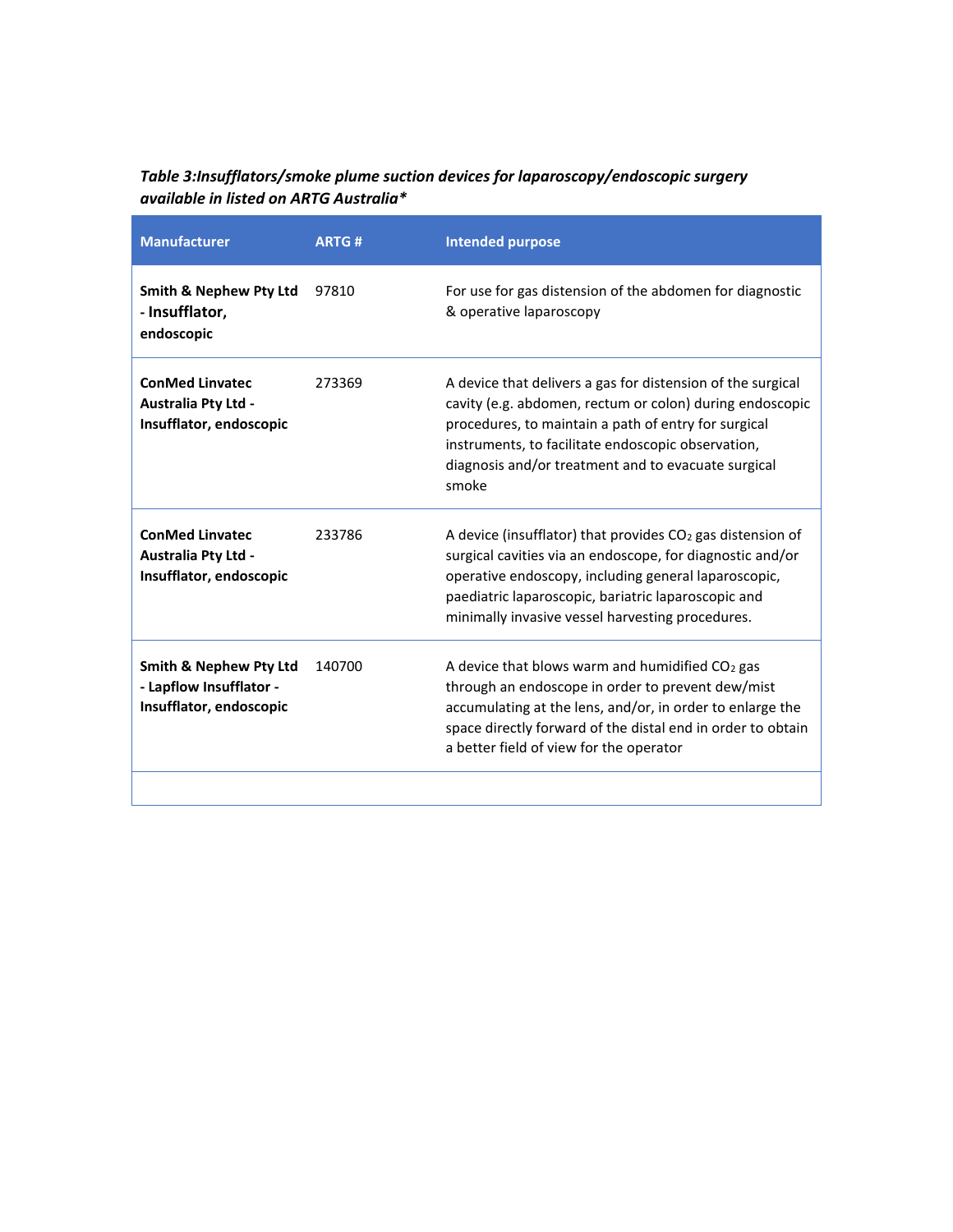*Table 3:Insufflators/smoke plume suction devices for laparoscopy/endoscopic surgery available in listed on ARTG Australia**

| Manufacturer | ARTG # | Intended purpose |
|---|---|---|
| **Smith & Nephew Pty Ltd - Insufflator, endoscopic** | 97810 | For use for gas distension of the abdomen for diagnostic & operative laparoscopy |
| **ConMed Linvatec Australia Pty Ltd - Insufflator, endoscopic** | 273369 | A device that delivers a gas for distension of the surgical cavity (e.g. abdomen, rectum or colon) during endoscopic procedures, to maintain a path of entry for surgical instruments, to facilitate endoscopic observation, diagnosis and/or treatment and to evacuate surgical smoke |
| **ConMed Linvatec Australia Pty Ltd - Insufflator, endoscopic** | 233786 | A device (insufflator) that provides $CO_2$ gas distension of surgical cavities via an endoscope, for diagnostic and/or operative endoscopy, including general laparoscopic, paediatric laparoscopic, bariatric laparoscopic and minimally invasive vessel harvesting procedures. |
| **Smith & Nephew Pty Ltd - Lapflow Insufflator - Insufflator, endoscopic** | 140700 | A device that blows warm and humidified $CO_2$ gas through an endoscope in order to prevent dew/mist accumulating at the lens, and/or, in order to enlarge the space directly forward of the distal end in order to obtain a better field of view for the operator |
| | | |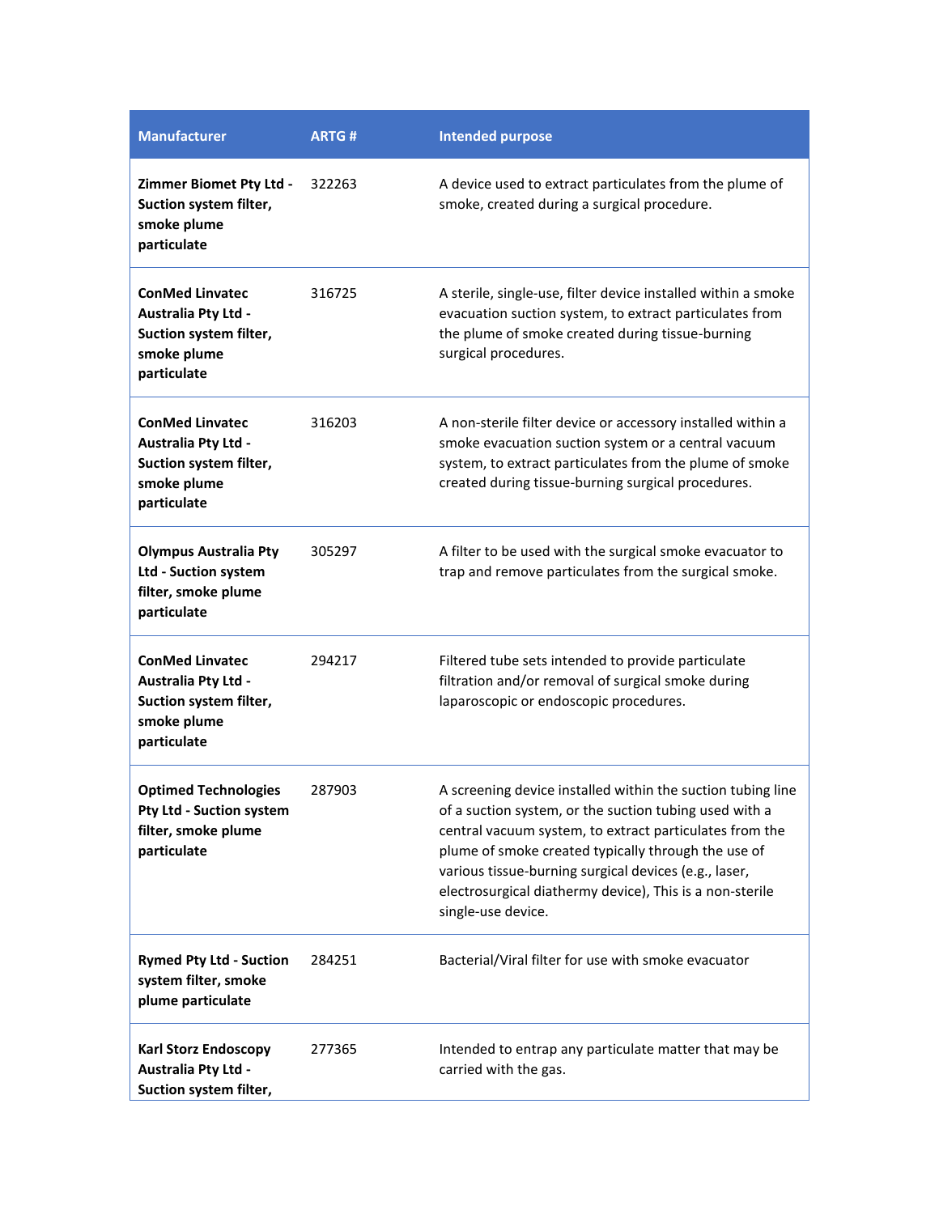| Manufacturer | ARTG # | Intended purpose |
| --- | --- | --- |
| **Zimmer Biomet Pty Ltd - Suction system filter, smoke plume particulate** | 322263 | A device used to extract particulates from the plume of smoke, created during a surgical procedure. |
| **ConMed Linvatec Australia Pty Ltd - Suction system filter, smoke plume particulate** | 316725 | A sterile, single-use, filter device installed within a smoke evacuation suction system, to extract particulates from the plume of smoke created during tissue-burning surgical procedures. |
| **ConMed Linvatec Australia Pty Ltd - Suction system filter, smoke plume particulate** | 316203 | A non-sterile filter device or accessory installed within a smoke evacuation suction system or a central vacuum system, to extract particulates from the plume of smoke created during tissue-burning surgical procedures. |
| **Olympus Australia Pty Ltd - Suction system filter, smoke plume particulate** | 305297 | A filter to be used with the surgical smoke evacuator to trap and remove particulates from the surgical smoke. |
| **ConMed Linvatec Australia Pty Ltd - Suction system filter, smoke plume particulate** | 294217 | Filtered tube sets intended to provide particulate filtration and/or removal of surgical smoke during laparoscopic or endoscopic procedures. |
| **Optimed Technologies Pty Ltd - Suction system filter, smoke plume particulate** | 287903 | A screening device installed within the suction tubing line of a suction system, or the suction tubing used with a central vacuum system, to extract particulates from the plume of smoke created typically through the use of various tissue-burning surgical devices (e.g., laser, electrosurgical diathermy device), This is a non-sterile single-use device. |
| **Rymed Pty Ltd - Suction system filter, smoke plume particulate** | 284251 | Bacterial/Viral filter for use with smoke evacuator |
| **Karl Storz Endoscopy Australia Pty Ltd - Suction system filter,** | 277365 | Intended to entrap any particulate matter that may be carried with the gas. |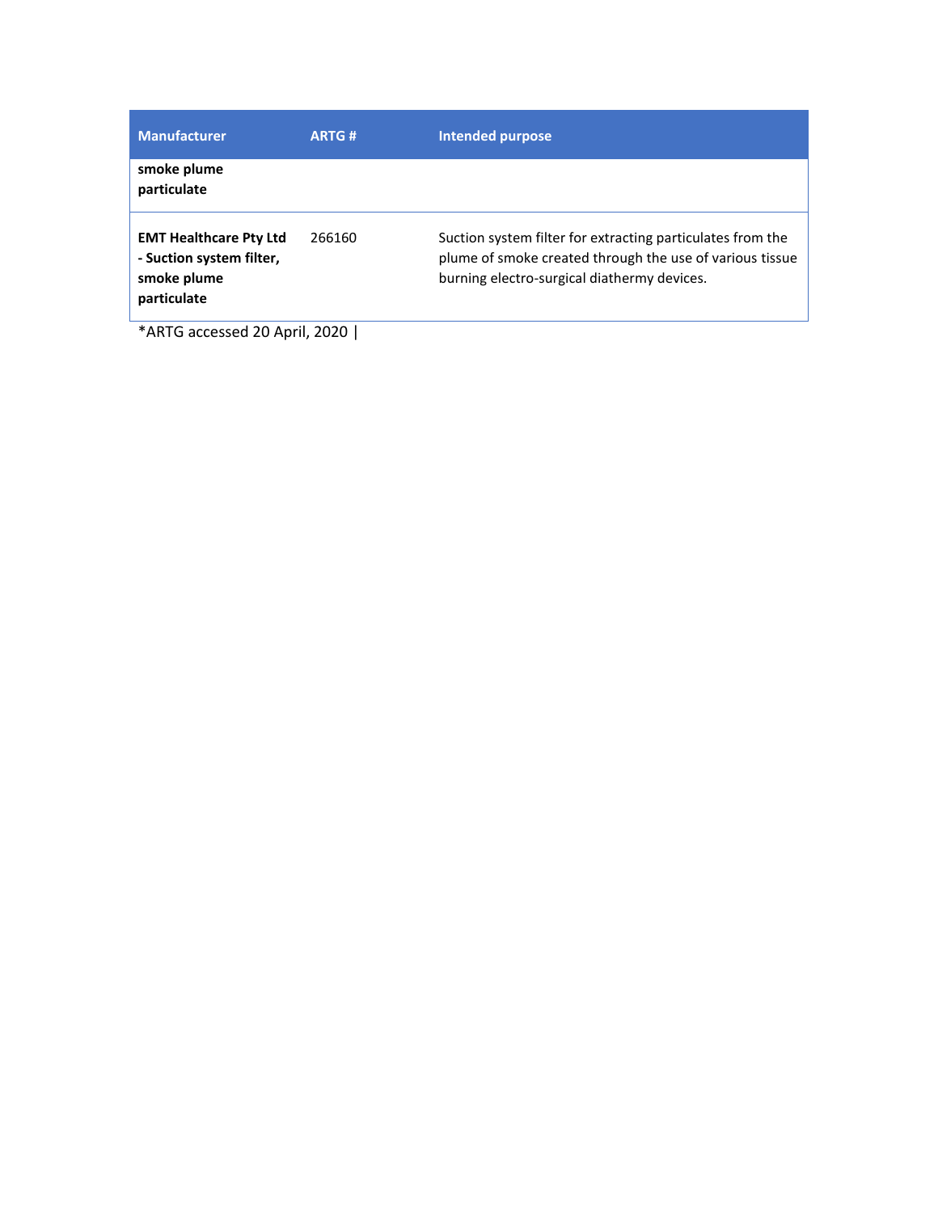| Manufacturer | ARTG # | Intended purpose |
|---|---|---|
| **smoke plume particulate** | | |
| **EMT Healthcare Pty Ltd - Suction system filter, smoke plume particulate** | 266160 | Suction system filter for extracting particulates from the plume of smoke created through the use of various tissue burning electro-surgical diathermy devices. |

*ARTG accessed 20 April, 2020 |